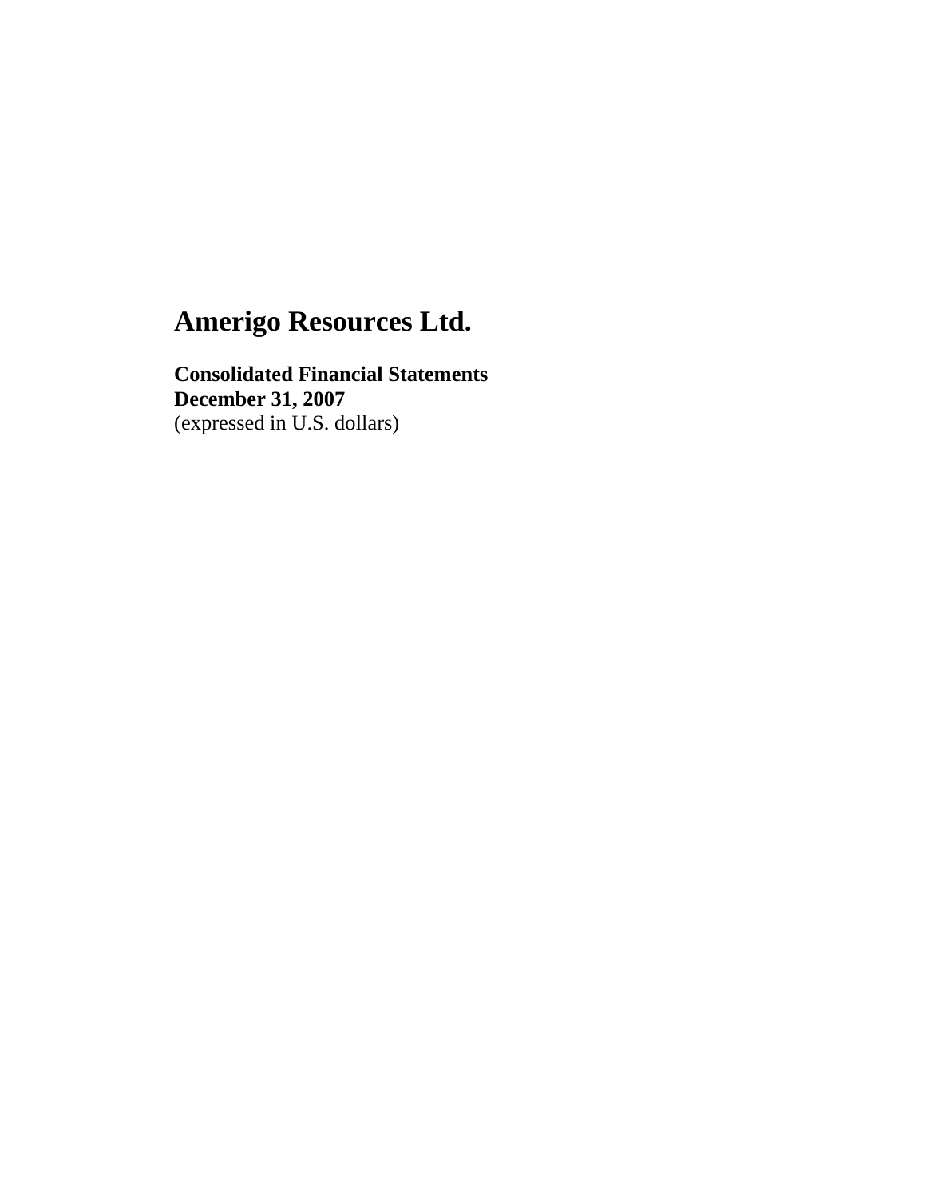# Amerigo Resources Ltd.

**Consolidated Financial Statements**
**December 31, 2007**
(expressed in U.S. dollars)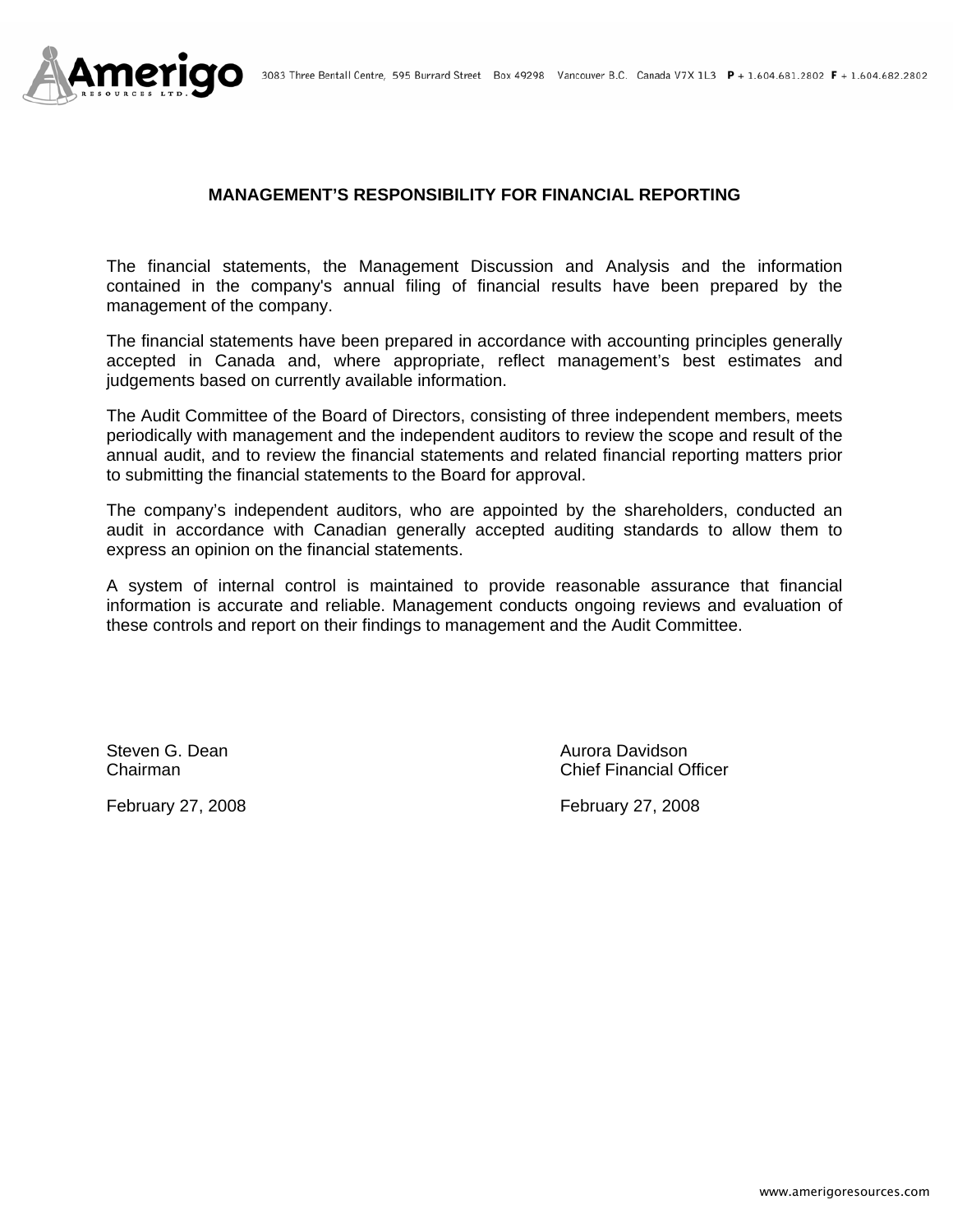# MANAGEMENT'S RESPONSIBILITY FOR FINANCIAL REPORTING

The financial statements, the Management Discussion and Analysis and the information contained in the company's annual filing of financial results have been prepared by the management of the company.

The financial statements have been prepared in accordance with accounting principles generally accepted in Canada and, where appropriate, reflect management's best estimates and judgements based on currently available information.

The Audit Committee of the Board of Directors, consisting of three independent members, meets periodically with management and the independent auditors to review the scope and result of the annual audit, and to review the financial statements and related financial reporting matters prior to submitting the financial statements to the Board for approval.

The company's independent auditors, who are appointed by the shareholders, conducted an audit in accordance with Canadian generally accepted auditing standards to allow them to express an opinion on the financial statements.

A system of internal control is maintained to provide reasonable assurance that financial information is accurate and reliable. Management conducts ongoing reviews and evaluation of these controls and report on their findings to management and the Audit Committee.

Steven G. Dean
Chairman

February 27, 2008

Aurora Davidson
Chief Financial Officer

February 27, 2008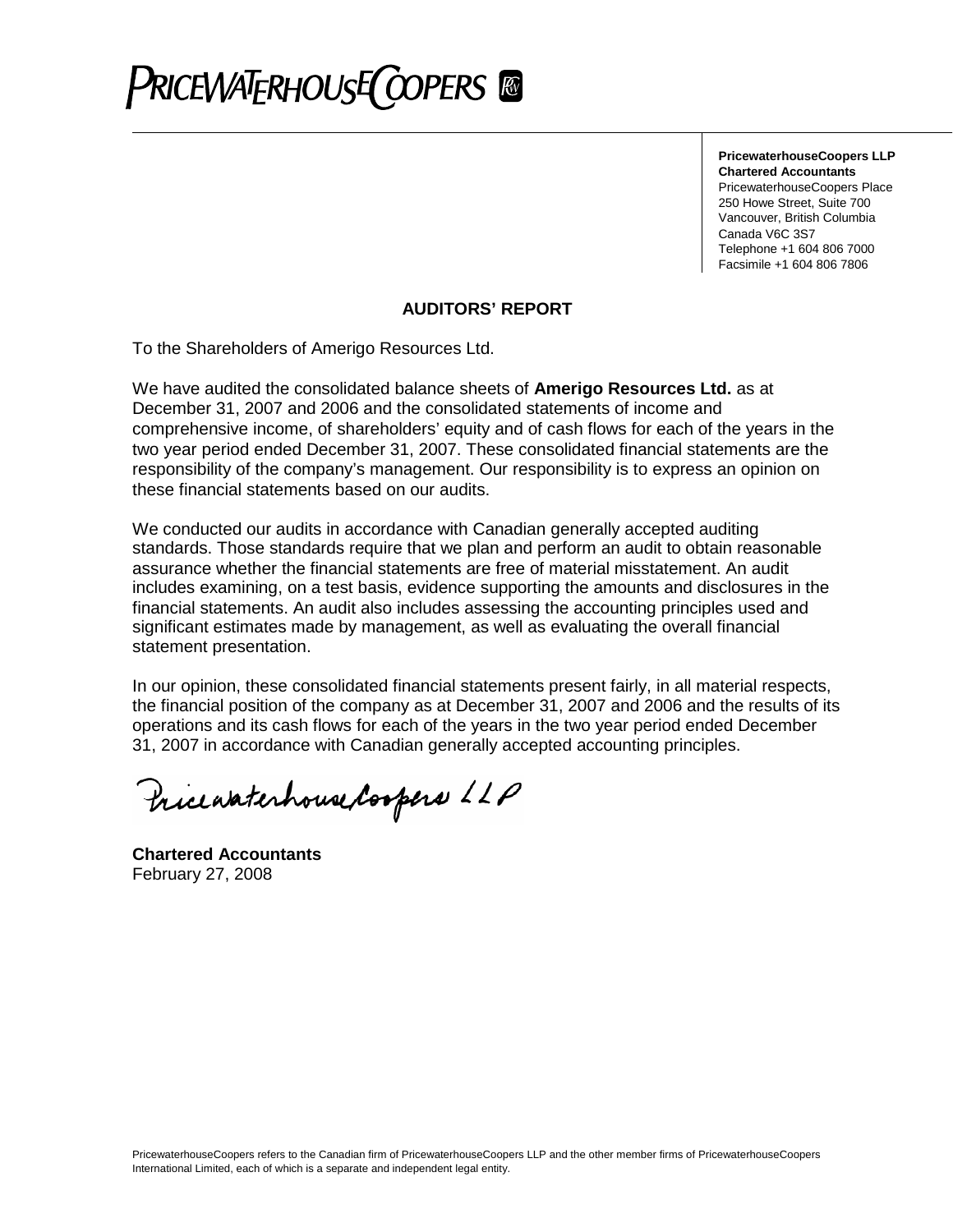**PricewaterhouseCoopers LLP**
**Chartered Accountants**
PricewaterhouseCoopers Place
250 Howe Street, Suite 700
Vancouver, British Columbia
Canada V6C 3S7
Telephone +1 604 806 7000
Facsimile +1 604 806 7806

## AUDITORS' REPORT

To the Shareholders of Amerigo Resources Ltd.

We have audited the consolidated balance sheets of **Amerigo Resources Ltd.** as at December 31, 2007 and 2006 and the consolidated statements of income and comprehensive income, of shareholders' equity and of cash flows for each of the years in the two year period ended December 31, 2007. These consolidated financial statements are the responsibility of the company's management. Our responsibility is to express an opinion on these financial statements based on our audits.

We conducted our audits in accordance with Canadian generally accepted auditing standards. Those standards require that we plan and perform an audit to obtain reasonable assurance whether the financial statements are free of material misstatement. An audit includes examining, on a test basis, evidence supporting the amounts and disclosures in the financial statements. An audit also includes assessing the accounting principles used and significant estimates made by management, as well as evaluating the overall financial statement presentation.

In our opinion, these consolidated financial statements present fairly, in all material respects, the financial position of the company as at December 31, 2007 and 2006 and the results of its operations and its cash flows for each of the years in the two year period ended December 31, 2007 in accordance with Canadian generally accepted accounting principles.

PricewaterhouseCoopers LLP

**Chartered Accountants**
February 27, 2008

PricewaterhouseCoopers refers to the Canadian firm of PricewaterhouseCoopers LLP and the other member firms of PricewaterhouseCoopers International Limited, each of which is a separate and independent legal entity.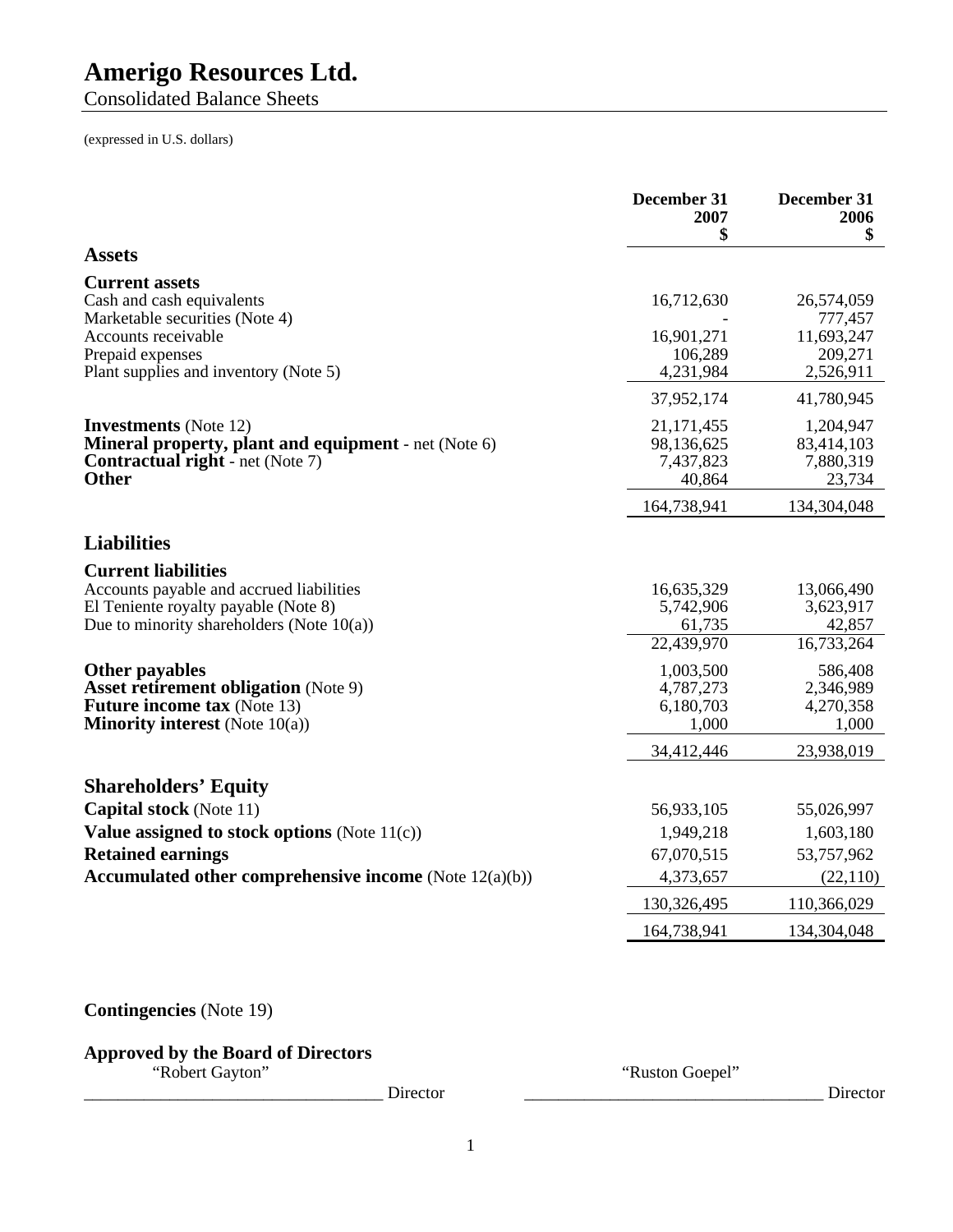# Amerigo Resources Ltd.

Consolidated Balance Sheets

(expressed in U.S. dollars)

| | December 31 2007 $ | December 31 2006 $ |
|---|---|---|
| **Assets** | | |
| **Current assets** | | |
| Cash and cash equivalents | 16,712,630 | 26,574,059 |
| Marketable securities (Note 4) | - | 777,457 |
| Accounts receivable | 16,901,271 | 11,693,247 |
| Prepaid expenses | 106,289 | 209,271 |
| Plant supplies and inventory (Note 5) | 4,231,984 | 2,526,911 |
| | 37,952,174 | 41,780,945 |
| **Investments** (Note 12) | 21,171,455 | 1,204,947 |
| **Mineral property, plant and equipment** - net (Note 6) | 98,136,625 | 83,414,103 |
| **Contractual right** - net (Note 7) | 7,437,823 | 7,880,319 |
| **Other** | 40,864 | 23,734 |
| | 164,738,941 | 134,304,048 |
| **Liabilities** | | |
| **Current liabilities** | | |
| Accounts payable and accrued liabilities | 16,635,329 | 13,066,490 |
| El Teniente royalty payable (Note 8) | 5,742,906 | 3,623,917 |
| Due to minority shareholders (Note 10(a)) | 61,735 | 42,857 |
| | 22,439,970 | 16,733,264 |
| **Other payables** | 1,003,500 | 586,408 |
| **Asset retirement obligation** (Note 9) | 4,787,273 | 2,346,989 |
| **Future income tax** (Note 13) | 6,180,703 | 4,270,358 |
| **Minority interest** (Note 10(a)) | 1,000 | 1,000 |
| | 34,412,446 | 23,938,019 |
| **Shareholders' Equity** | | |
| **Capital stock** (Note 11) | 56,933,105 | 55,026,997 |
| **Value assigned to stock options** (Note 11(c)) | 1,949,218 | 1,603,180 |
| **Retained earnings** | 67,070,515 | 53,757,962 |
| **Accumulated other comprehensive income** (Note 12(a)(b)) | 4,373,657 | (22,110) |
| | 130,326,495 | 110,366,029 |
| | 164,738,941 | 134,304,048 |

**Contingencies** (Note 19)

**Approved by the Board of Directors**

"Robert Gayton" ______________________ Director

"Ruston Goepel" ______________________ Director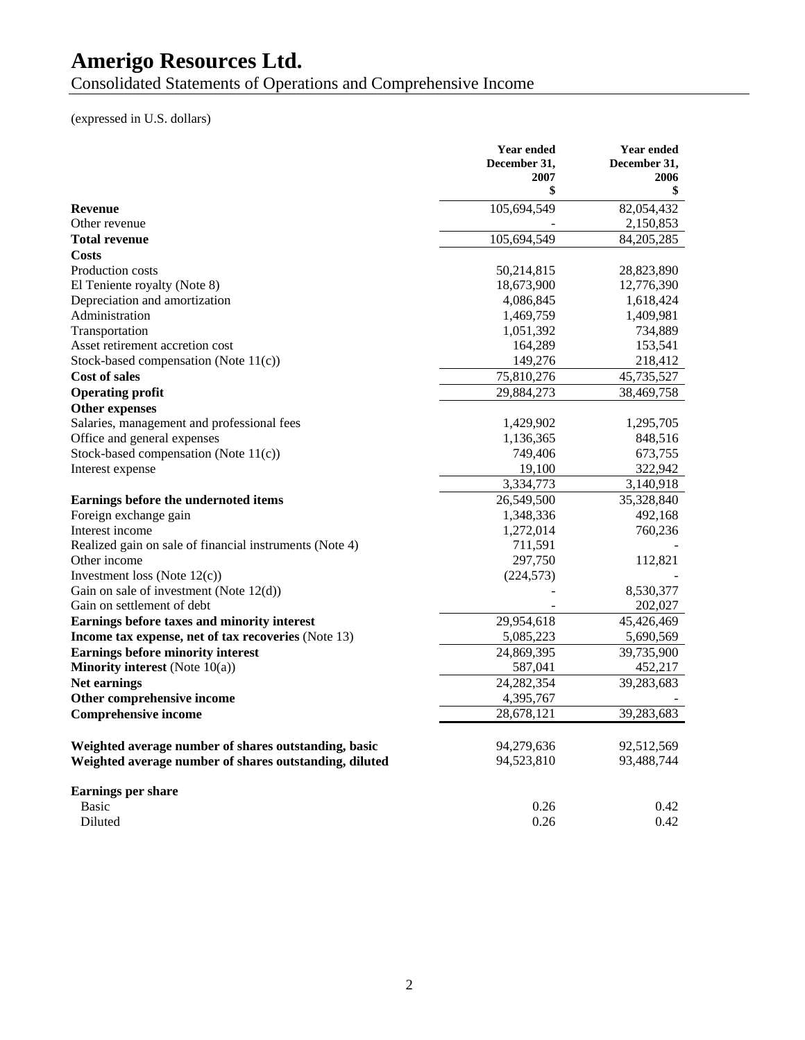# Amerigo Resources Ltd.

Consolidated Statements of Operations and Comprehensive Income

(expressed in U.S. dollars)

| | Year ended December 31, 2007 $ | Year ended December 31, 2006 $ |
|---|---|---|
| **Revenue** | 105,694,549 | 82,054,432 |
| Other revenue | - | 2,150,853 |
| **Total revenue** | 105,694,549 | 84,205,285 |
| **Costs** | | |
| Production costs | 50,214,815 | 28,823,890 |
| El Teniente royalty (Note 8) | 18,673,900 | 12,776,390 |
| Depreciation and amortization | 4,086,845 | 1,618,424 |
| Administration | 1,469,759 | 1,409,981 |
| Transportation | 1,051,392 | 734,889 |
| Asset retirement accretion cost | 164,289 | 153,541 |
| Stock-based compensation (Note 11(c)) | 149,276 | 218,412 |
| **Cost of sales** | 75,810,276 | 45,735,527 |
| **Operating profit** | 29,884,273 | 38,469,758 |
| **Other expenses** | | |
| Salaries, management and professional fees | 1,429,902 | 1,295,705 |
| Office and general expenses | 1,136,365 | 848,516 |
| Stock-based compensation (Note 11(c)) | 749,406 | 673,755 |
| Interest expense | 19,100 | 322,942 |
| | 3,334,773 | 3,140,918 |
| **Earnings before the undernoted items** | 26,549,500 | 35,328,840 |
| Foreign exchange gain | 1,348,336 | 492,168 |
| Interest income | 1,272,014 | 760,236 |
| Realized gain on sale of financial instruments (Note 4) | 711,591 | - |
| Other income | 297,750 | 112,821 |
| Investment loss (Note 12(c)) | (224,573) | - |
| Gain on sale of investment (Note 12(d)) | - | 8,530,377 |
| Gain on settlement of debt | - | 202,027 |
| **Earnings before taxes and minority interest** | 29,954,618 | 45,426,469 |
| **Income tax expense, net of tax recoveries** (Note 13) | 5,085,223 | 5,690,569 |
| **Earnings before minority interest** | 24,869,395 | 39,735,900 |
| **Minority interest** (Note 10(a)) | 587,041 | 452,217 |
| **Net earnings** | 24,282,354 | 39,283,683 |
| **Other comprehensive income** | 4,395,767 | - |
| **Comprehensive income** | 28,678,121 | 39,283,683 |
| | | |
| **Weighted average number of shares outstanding, basic** | 94,279,636 | 92,512,569 |
| **Weighted average number of shares outstanding, diluted** | 94,523,810 | 93,488,744 |
| | | |
| **Earnings per share** | | |
| Basic | 0.26 | 0.42 |
| Diluted | 0.26 | 0.42 |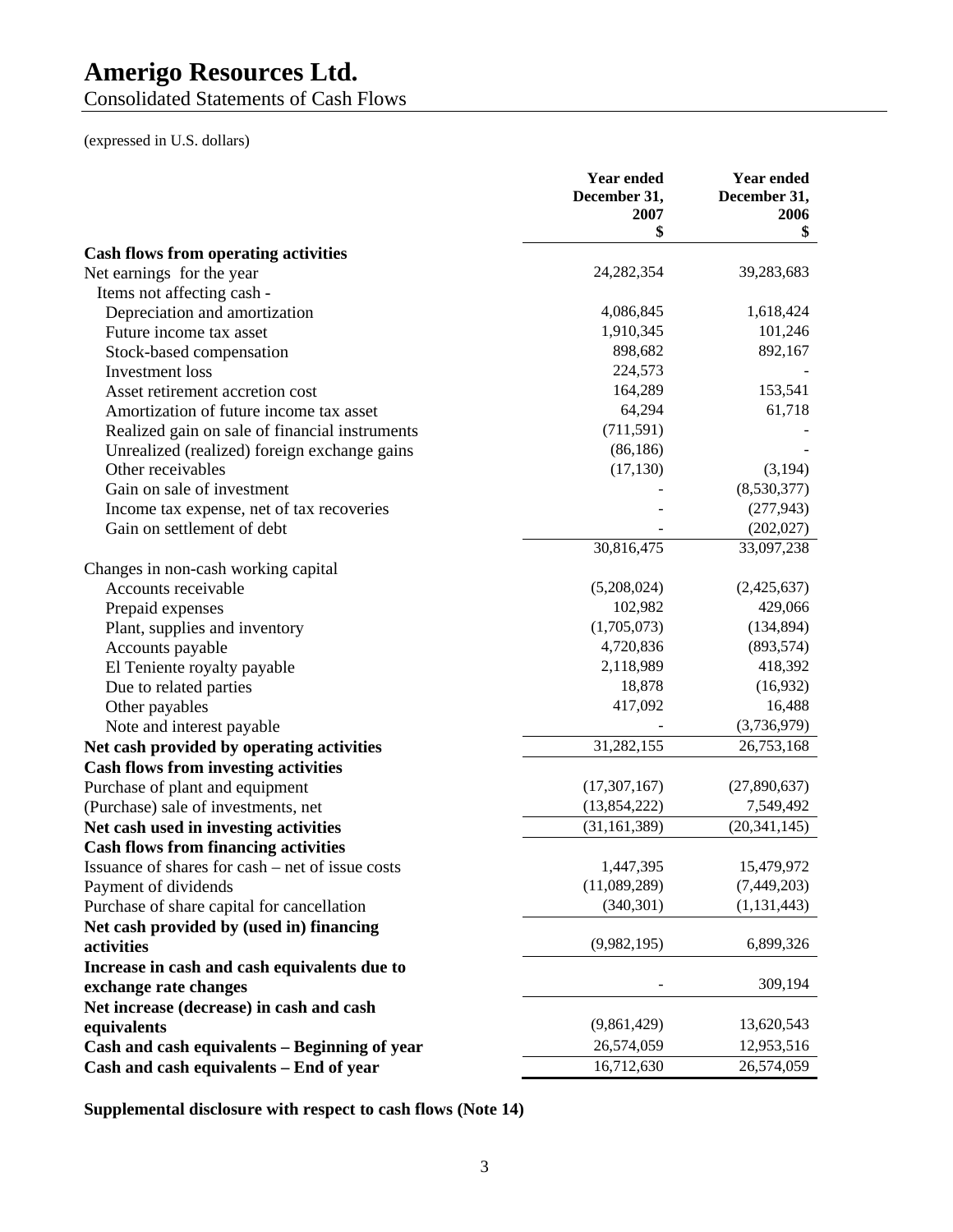# Amerigo Resources Ltd.

Consolidated Statements of Cash Flows

(expressed in U.S. dollars)

| | Year ended December 31, 2007 $ | Year ended December 31, 2006 $ |
|---|---|---|
| **Cash flows from operating activities** | | |
| Net earnings for the year | 24,282,354 | 39,283,683 |
| Items not affecting cash - | | |
| Depreciation and amortization | 4,086,845 | 1,618,424 |
| Future income tax asset | 1,910,345 | 101,246 |
| Stock-based compensation | 898,682 | 892,167 |
| Investment loss | 224,573 | - |
| Asset retirement accretion cost | 164,289 | 153,541 |
| Amortization of future income tax asset | 64,294 | 61,718 |
| Realized gain on sale of financial instruments | (711,591) | - |
| Unrealized (realized) foreign exchange gains | (86,186) | - |
| Other receivables | (17,130) | (3,194) |
| Gain on sale of investment | - | (8,530,377) |
| Income tax expense, net of tax recoveries | - | (277,943) |
| Gain on settlement of debt | - | (202,027) |
| | 30,816,475 | 33,097,238 |
| Changes in non-cash working capital | | |
| Accounts receivable | (5,208,024) | (2,425,637) |
| Prepaid expenses | 102,982 | 429,066 |
| Plant, supplies and inventory | (1,705,073) | (134,894) |
| Accounts payable | 4,720,836 | (893,574) |
| El Teniente royalty payable | 2,118,989 | 418,392 |
| Due to related parties | 18,878 | (16,932) |
| Other payables | 417,092 | 16,488 |
| Note and interest payable | - | (3,736,979) |
| **Net cash provided by operating activities** | 31,282,155 | 26,753,168 |
| **Cash flows from investing activities** | | |
| Purchase of plant and equipment | (17,307,167) | (27,890,637) |
| (Purchase) sale of investments, net | (13,854,222) | 7,549,492 |
| **Net cash used in investing activities** | (31,161,389) | (20,341,145) |
| **Cash flows from financing activities** | | |
| Issuance of shares for cash – net of issue costs | 1,447,395 | 15,479,972 |
| Payment of dividends | (11,089,289) | (7,449,203) |
| Purchase of share capital for cancellation | (340,301) | (1,131,443) |
| **Net cash provided by (used in) financing activities** | (9,982,195) | 6,899,326 |
| **Increase in cash and cash equivalents due to exchange rate changes** | - | 309,194 |
| **Net increase (decrease) in cash and cash equivalents** | (9,861,429) | 13,620,543 |
| **Cash and cash equivalents – Beginning of year** | 26,574,059 | 12,953,516 |
| **Cash and cash equivalents – End of year** | 16,712,630 | 26,574,059 |

**Supplemental disclosure with respect to cash flows (Note 14)**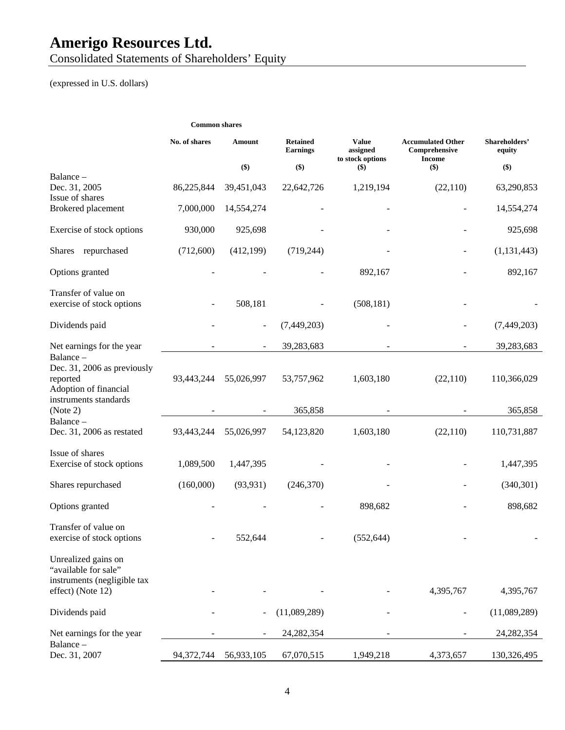# Amerigo Resources Ltd.

Consolidated Statements of Shareholders' Equity

(expressed in U.S. dollars)

| | Common shares | | | | | |
|---|---|---|---|---|---|---|
| | No. of shares | Amount ($) | Retained Earnings ($) | Value assigned to stock options ($) | Accumulated Other Comprehensive Income ($) | Shareholders' equity ($) |
| Balance – Dec. 31, 2005 | 86,225,844 | 39,451,043 | 22,642,726 | 1,219,194 | (22,110) | 63,290,853 |
| Issue of shares Brokered placement | 7,000,000 | 14,554,274 | - | - | - | 14,554,274 |
| Exercise of stock options | 930,000 | 925,698 | - | - | - | 925,698 |
| Shares repurchased | (712,600) | (412,199) | (719,244) | - | - | (1,131,443) |
| Options granted | - | - | - | 892,167 | - | 892,167 |
| Transfer of value on exercise of stock options | - | 508,181 | - | (508,181) | - | - |
| Dividends paid | - | - | (7,449,203) | - | - | (7,449,203) |
| Net earnings for the year | - | - | 39,283,683 | - | - | 39,283,683 |
| Balance – Dec. 31, 2006 as previously reported | 93,443,244 | 55,026,997 | 53,757,962 | 1,603,180 | (22,110) | 110,366,029 |
| Adoption of financial instruments standards (Note 2) | - | - | 365,858 | - | - | 365,858 |
| Balance – Dec. 31, 2006 as restated | 93,443,244 | 55,026,997 | 54,123,820 | 1,603,180 | (22,110) | 110,731,887 |
| Issue of shares Exercise of stock options | 1,089,500 | 1,447,395 | - | - | - | 1,447,395 |
| Shares repurchased | (160,000) | (93,931) | (246,370) | - | - | (340,301) |
| Options granted | - | - | - | 898,682 | - | 898,682 |
| Transfer of value on exercise of stock options | - | 552,644 | - | (552,644) | - | - |
| Unrealized gains on "available for sale" instruments (negligible tax effect) (Note 12) | - | - | - | - | 4,395,767 | 4,395,767 |
| Dividends paid | - | - | (11,089,289) | - | - | (11,089,289) |
| Net earnings for the year | - | - | 24,282,354 | - | - | 24,282,354 |
| Balance – Dec. 31, 2007 | 94,372,744 | 56,933,105 | 67,070,515 | 1,949,218 | 4,373,657 | 130,326,495 |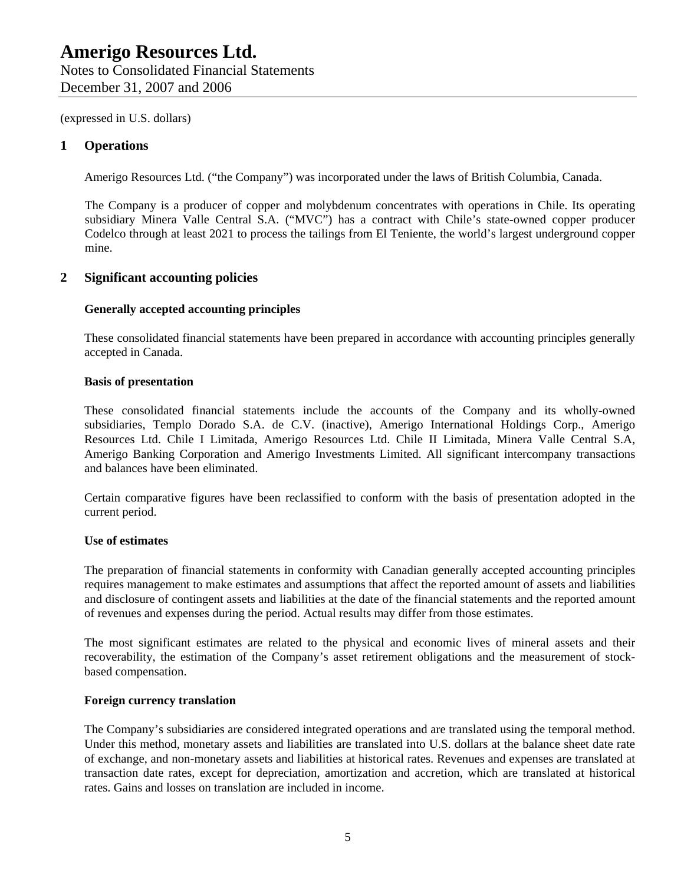# Amerigo Resources Ltd.

Notes to Consolidated Financial Statements
December 31, 2007 and 2006

(expressed in U.S. dollars)

## 1 Operations

Amerigo Resources Ltd. ("the Company") was incorporated under the laws of British Columbia, Canada.

The Company is a producer of copper and molybdenum concentrates with operations in Chile. Its operating subsidiary Minera Valle Central S.A. ("MVC") has a contract with Chile's state-owned copper producer Codelco through at least 2021 to process the tailings from El Teniente, the world's largest underground copper mine.

## 2 Significant accounting policies

**Generally accepted accounting principles**

These consolidated financial statements have been prepared in accordance with accounting principles generally accepted in Canada.

**Basis of presentation**

These consolidated financial statements include the accounts of the Company and its wholly-owned subsidiaries, Templo Dorado S.A. de C.V. (inactive), Amerigo International Holdings Corp., Amerigo Resources Ltd. Chile I Limitada, Amerigo Resources Ltd. Chile II Limitada, Minera Valle Central S.A, Amerigo Banking Corporation and Amerigo Investments Limited. All significant intercompany transactions and balances have been eliminated.

Certain comparative figures have been reclassified to conform with the basis of presentation adopted in the current period.

**Use of estimates**

The preparation of financial statements in conformity with Canadian generally accepted accounting principles requires management to make estimates and assumptions that affect the reported amount of assets and liabilities and disclosure of contingent assets and liabilities at the date of the financial statements and the reported amount of revenues and expenses during the period. Actual results may differ from those estimates.

The most significant estimates are related to the physical and economic lives of mineral assets and their recoverability, the estimation of the Company's asset retirement obligations and the measurement of stock-based compensation.

**Foreign currency translation**

The Company's subsidiaries are considered integrated operations and are translated using the temporal method. Under this method, monetary assets and liabilities are translated into U.S. dollars at the balance sheet date rate of exchange, and non-monetary assets and liabilities at historical rates. Revenues and expenses are translated at transaction date rates, except for depreciation, amortization and accretion, which are translated at historical rates. Gains and losses on translation are included in income.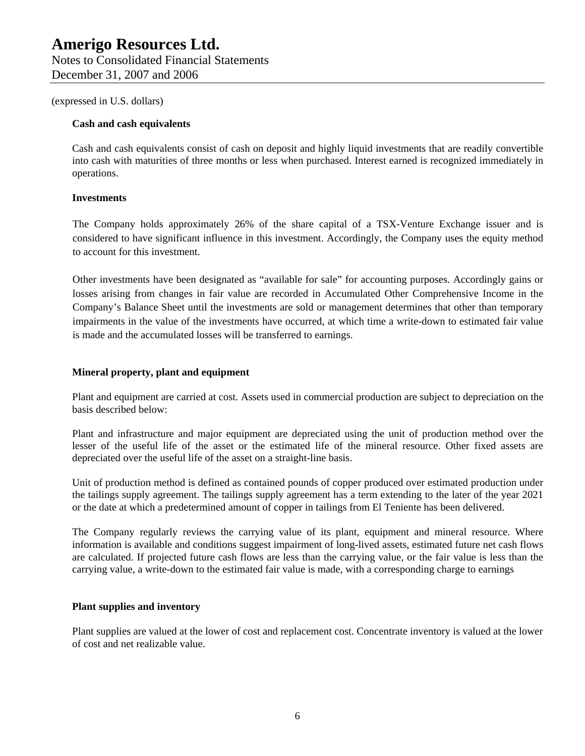(expressed in U.S. dollars)

**Cash and cash equivalents**

Cash and cash equivalents consist of cash on deposit and highly liquid investments that are readily convertible into cash with maturities of three months or less when purchased. Interest earned is recognized immediately in operations.

**Investments**

The Company holds approximately 26% of the share capital of a TSX-Venture Exchange issuer and is considered to have significant influence in this investment. Accordingly, the Company uses the equity method to account for this investment.

Other investments have been designated as "available for sale" for accounting purposes. Accordingly gains or losses arising from changes in fair value are recorded in Accumulated Other Comprehensive Income in the Company's Balance Sheet until the investments are sold or management determines that other than temporary impairments in the value of the investments have occurred, at which time a write-down to estimated fair value is made and the accumulated losses will be transferred to earnings.

**Mineral property, plant and equipment**

Plant and equipment are carried at cost. Assets used in commercial production are subject to depreciation on the basis described below:

Plant and infrastructure and major equipment are depreciated using the unit of production method over the lesser of the useful life of the asset or the estimated life of the mineral resource. Other fixed assets are depreciated over the useful life of the asset on a straight-line basis.

Unit of production method is defined as contained pounds of copper produced over estimated production under the tailings supply agreement. The tailings supply agreement has a term extending to the later of the year 2021 or the date at which a predetermined amount of copper in tailings from El Teniente has been delivered.

The Company regularly reviews the carrying value of its plant, equipment and mineral resource. Where information is available and conditions suggest impairment of long-lived assets, estimated future net cash flows are calculated. If projected future cash flows are less than the carrying value, or the fair value is less than the carrying value, a write-down to the estimated fair value is made, with a corresponding charge to earnings

**Plant supplies and inventory**

Plant supplies are valued at the lower of cost and replacement cost. Concentrate inventory is valued at the lower of cost and net realizable value.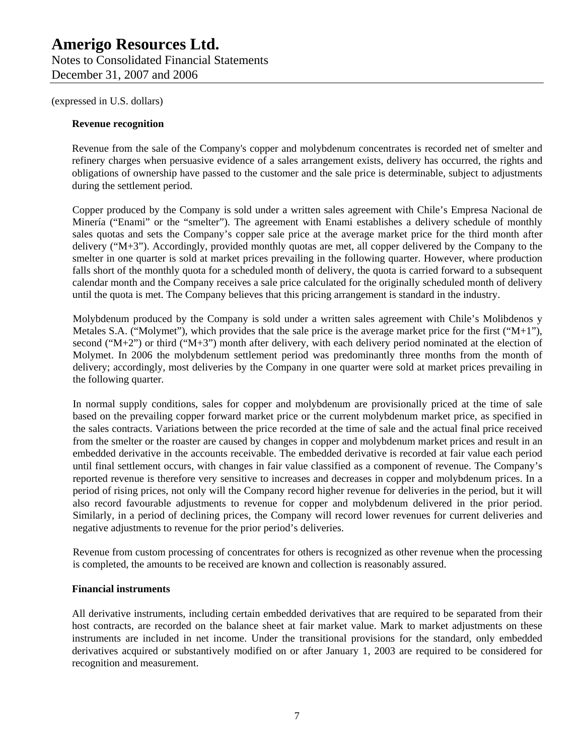(expressed in U.S. dollars)

**Revenue recognition**

Revenue from the sale of the Company's copper and molybdenum concentrates is recorded net of smelter and refinery charges when persuasive evidence of a sales arrangement exists, delivery has occurred, the rights and obligations of ownership have passed to the customer and the sale price is determinable, subject to adjustments during the settlement period.

Copper produced by the Company is sold under a written sales agreement with Chile's Empresa Nacional de Minería ("Enami" or the "smelter"). The agreement with Enami establishes a delivery schedule of monthly sales quotas and sets the Company's copper sale price at the average market price for the third month after delivery ("M+3"). Accordingly, provided monthly quotas are met, all copper delivered by the Company to the smelter in one quarter is sold at market prices prevailing in the following quarter. However, where production falls short of the monthly quota for a scheduled month of delivery, the quota is carried forward to a subsequent calendar month and the Company receives a sale price calculated for the originally scheduled month of delivery until the quota is met. The Company believes that this pricing arrangement is standard in the industry.

Molybdenum produced by the Company is sold under a written sales agreement with Chile's Molibdenos y Metales S.A. ("Molymet"), which provides that the sale price is the average market price for the first ("M+1"), second ("M+2") or third ("M+3") month after delivery, with each delivery period nominated at the election of Molymet. In 2006 the molybdenum settlement period was predominantly three months from the month of delivery; accordingly, most deliveries by the Company in one quarter were sold at market prices prevailing in the following quarter.

In normal supply conditions, sales for copper and molybdenum are provisionally priced at the time of sale based on the prevailing copper forward market price or the current molybdenum market price, as specified in the sales contracts. Variations between the price recorded at the time of sale and the actual final price received from the smelter or the roaster are caused by changes in copper and molybdenum market prices and result in an embedded derivative in the accounts receivable. The embedded derivative is recorded at fair value each period until final settlement occurs, with changes in fair value classified as a component of revenue. The Company's reported revenue is therefore very sensitive to increases and decreases in copper and molybdenum prices. In a period of rising prices, not only will the Company record higher revenue for deliveries in the period, but it will also record favourable adjustments to revenue for copper and molybdenum delivered in the prior period. Similarly, in a period of declining prices, the Company will record lower revenues for current deliveries and negative adjustments to revenue for the prior period's deliveries.

Revenue from custom processing of concentrates for others is recognized as other revenue when the processing is completed, the amounts to be received are known and collection is reasonably assured.

**Financial instruments**

All derivative instruments, including certain embedded derivatives that are required to be separated from their host contracts, are recorded on the balance sheet at fair market value. Mark to market adjustments on these instruments are included in net income. Under the transitional provisions for the standard, only embedded derivatives acquired or substantively modified on or after January 1, 2003 are required to be considered for recognition and measurement.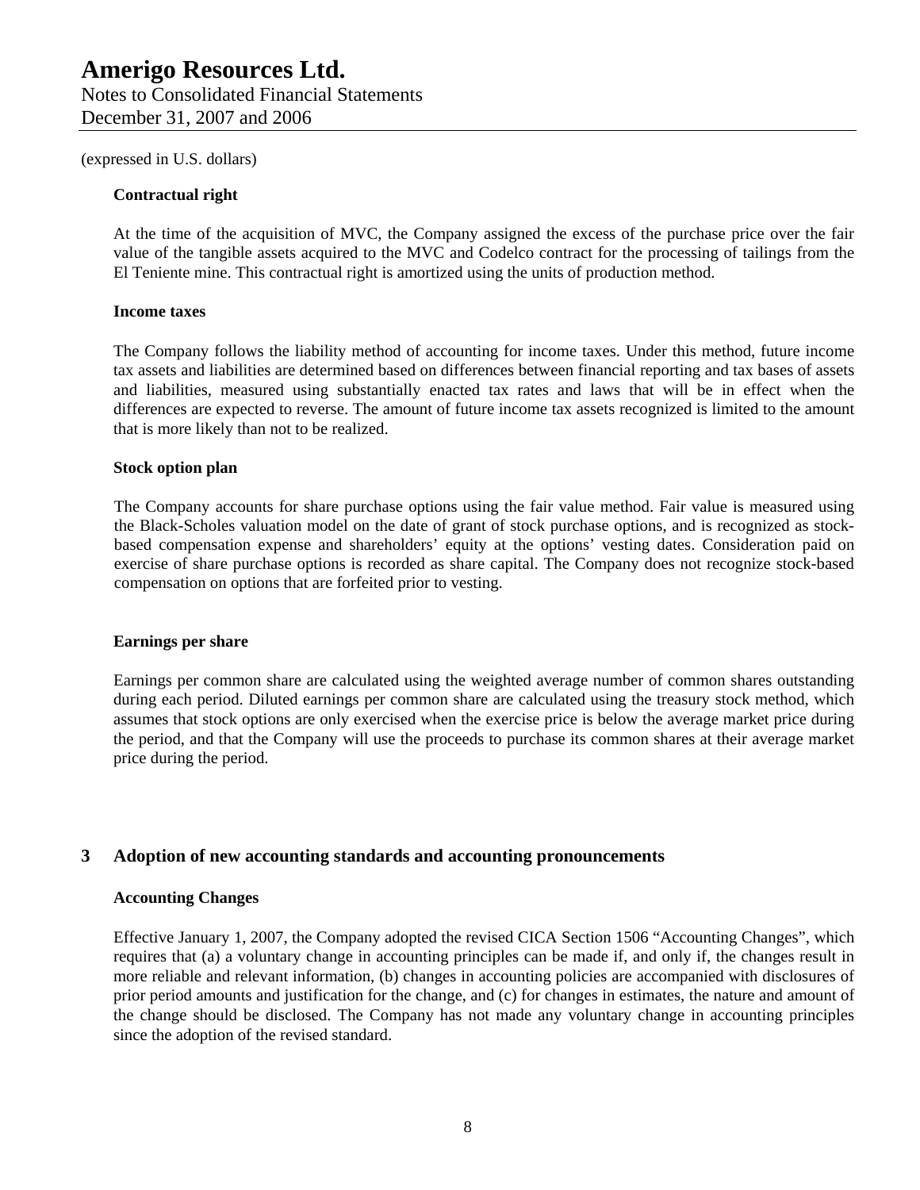(expressed in U.S. dollars)

**Contractual right**

At the time of the acquisition of MVC, the Company assigned the excess of the purchase price over the fair value of the tangible assets acquired to the MVC and Codelco contract for the processing of tailings from the El Teniente mine. This contractual right is amortized using the units of production method.

**Income taxes**

The Company follows the liability method of accounting for income taxes. Under this method, future income tax assets and liabilities are determined based on differences between financial reporting and tax bases of assets and liabilities, measured using substantially enacted tax rates and laws that will be in effect when the differences are expected to reverse. The amount of future income tax assets recognized is limited to the amount that is more likely than not to be realized.

**Stock option plan**

The Company accounts for share purchase options using the fair value method. Fair value is measured using the Black-Scholes valuation model on the date of grant of stock purchase options, and is recognized as stock-based compensation expense and shareholders' equity at the options' vesting dates. Consideration paid on exercise of share purchase options is recorded as share capital. The Company does not recognize stock-based compensation on options that are forfeited prior to vesting.

**Earnings per share**

Earnings per common share are calculated using the weighted average number of common shares outstanding during each period. Diluted earnings per common share are calculated using the treasury stock method, which assumes that stock options are only exercised when the exercise price is below the average market price during the period, and that the Company will use the proceeds to purchase its common shares at their average market price during the period.

## 3 Adoption of new accounting standards and accounting pronouncements

**Accounting Changes**

Effective January 1, 2007, the Company adopted the revised CICA Section 1506 "Accounting Changes", which requires that (a) a voluntary change in accounting principles can be made if, and only if, the changes result in more reliable and relevant information, (b) changes in accounting policies are accompanied with disclosures of prior period amounts and justification for the change, and (c) for changes in estimates, the nature and amount of the change should be disclosed. The Company has not made any voluntary change in accounting principles since the adoption of the revised standard.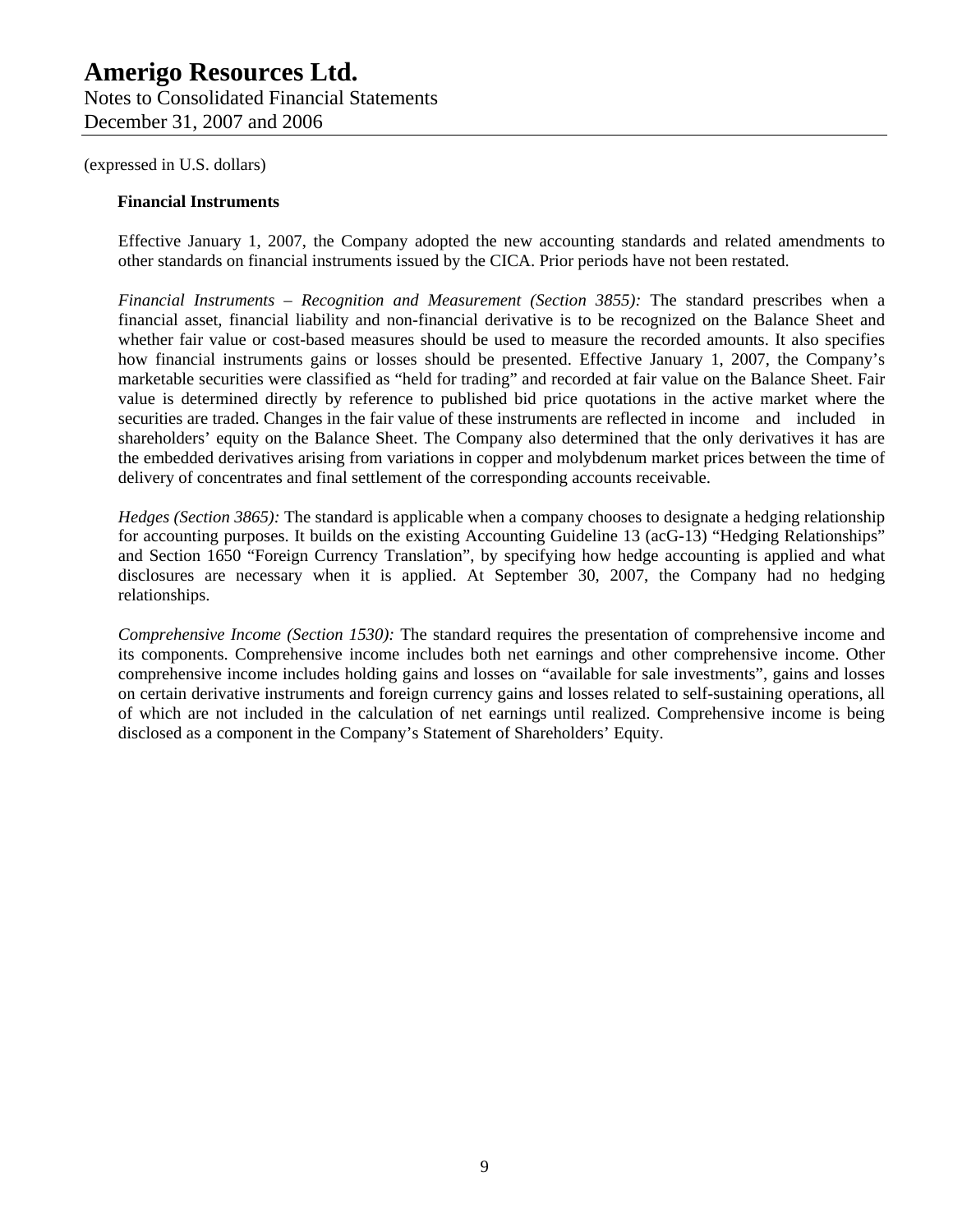(expressed in U.S. dollars)

**Financial Instruments**

Effective January 1, 2007, the Company adopted the new accounting standards and related amendments to other standards on financial instruments issued by the CICA. Prior periods have not been restated.

*Financial Instruments – Recognition and Measurement (Section 3855):* The standard prescribes when a financial asset, financial liability and non-financial derivative is to be recognized on the Balance Sheet and whether fair value or cost-based measures should be used to measure the recorded amounts. It also specifies how financial instruments gains or losses should be presented. Effective January 1, 2007, the Company's marketable securities were classified as "held for trading" and recorded at fair value on the Balance Sheet. Fair value is determined directly by reference to published bid price quotations in the active market where the securities are traded. Changes in the fair value of these instruments are reflected in income and included in shareholders' equity on the Balance Sheet. The Company also determined that the only derivatives it has are the embedded derivatives arising from variations in copper and molybdenum market prices between the time of delivery of concentrates and final settlement of the corresponding accounts receivable.

*Hedges (Section 3865):* The standard is applicable when a company chooses to designate a hedging relationship for accounting purposes. It builds on the existing Accounting Guideline 13 (acG-13) "Hedging Relationships" and Section 1650 "Foreign Currency Translation", by specifying how hedge accounting is applied and what disclosures are necessary when it is applied. At September 30, 2007, the Company had no hedging relationships.

*Comprehensive Income (Section 1530):* The standard requires the presentation of comprehensive income and its components. Comprehensive income includes both net earnings and other comprehensive income. Other comprehensive income includes holding gains and losses on "available for sale investments", gains and losses on certain derivative instruments and foreign currency gains and losses related to self-sustaining operations, all of which are not included in the calculation of net earnings until realized. Comprehensive income is being disclosed as a component in the Company's Statement of Shareholders' Equity.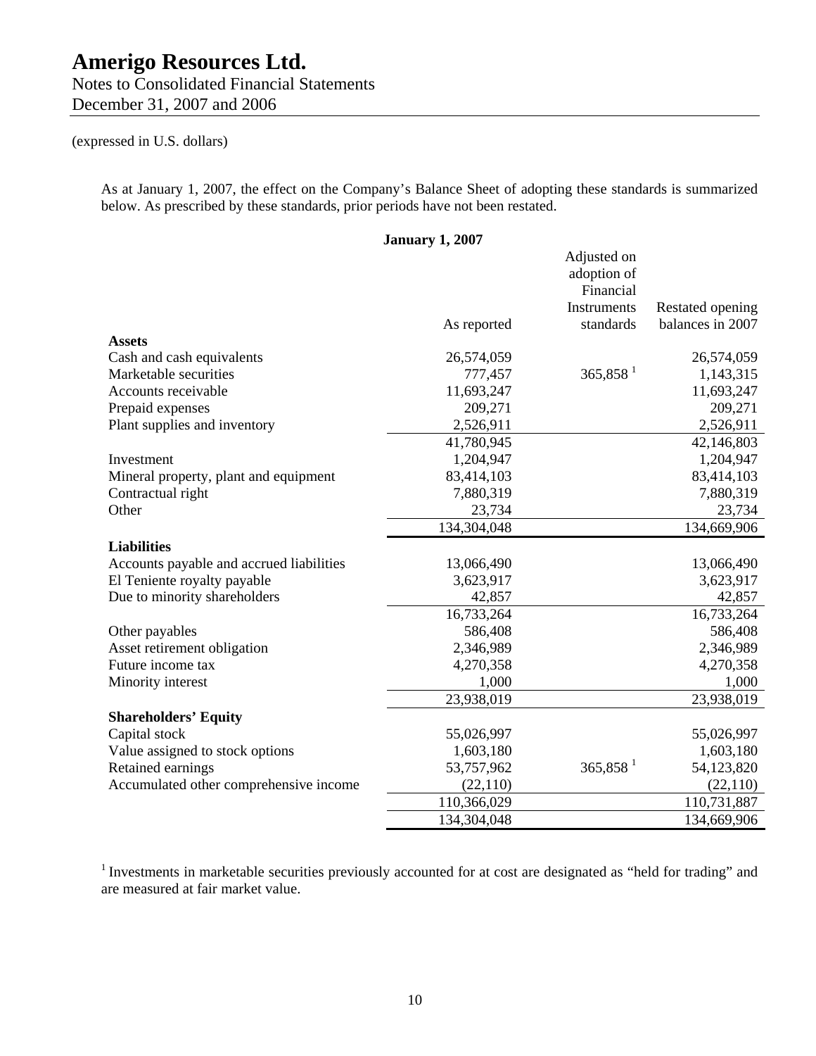(expressed in U.S. dollars)

As at January 1, 2007, the effect on the Company's Balance Sheet of adopting these standards is summarized below. As prescribed by these standards, prior periods have not been restated.

| January 1, 2007 | As reported | Adjusted on adoption of Financial Instruments standards | Restated opening balances in 2007 |
|---|---|---|---|
| **Assets** | | | |
| Cash and cash equivalents | 26,574,059 | | 26,574,059 |
| Marketable securities | 777,457 | 365,858 [1] | 1,143,315 |
| Accounts receivable | 11,693,247 | | 11,693,247 |
| Prepaid expenses | 209,271 | | 209,271 |
| Plant supplies and inventory | 2,526,911 | | 2,526,911 |
| | 41,780,945 | | 42,146,803 |
| Investment | 1,204,947 | | 1,204,947 |
| Mineral property, plant and equipment | 83,414,103 | | 83,414,103 |
| Contractual right | 7,880,319 | | 7,880,319 |
| Other | 23,734 | | 23,734 |
| | 134,304,048 | | 134,669,906 |
| **Liabilities** | | | |
| Accounts payable and accrued liabilities | 13,066,490 | | 13,066,490 |
| El Teniente royalty payable | 3,623,917 | | 3,623,917 |
| Due to minority shareholders | 42,857 | | 42,857 |
| | 16,733,264 | | 16,733,264 |
| Other payables | 586,408 | | 586,408 |
| Asset retirement obligation | 2,346,989 | | 2,346,989 |
| Future income tax | 4,270,358 | | 4,270,358 |
| Minority interest | 1,000 | | 1,000 |
| | 23,938,019 | | 23,938,019 |
| **Shareholders' Equity** | | | |
| Capital stock | 55,026,997 | | 55,026,997 |
| Value assigned to stock options | 1,603,180 | | 1,603,180 |
| Retained earnings | 53,757,962 | 365,858 [1] | 54,123,820 |
| Accumulated other comprehensive income | (22,110) | | (22,110) |
| | 110,366,029 | | 110,731,887 |
| | 134,304,048 | | 134,669,906 |

[1] Investments in marketable securities previously accounted for at cost are designated as "held for trading" and are measured at fair market value.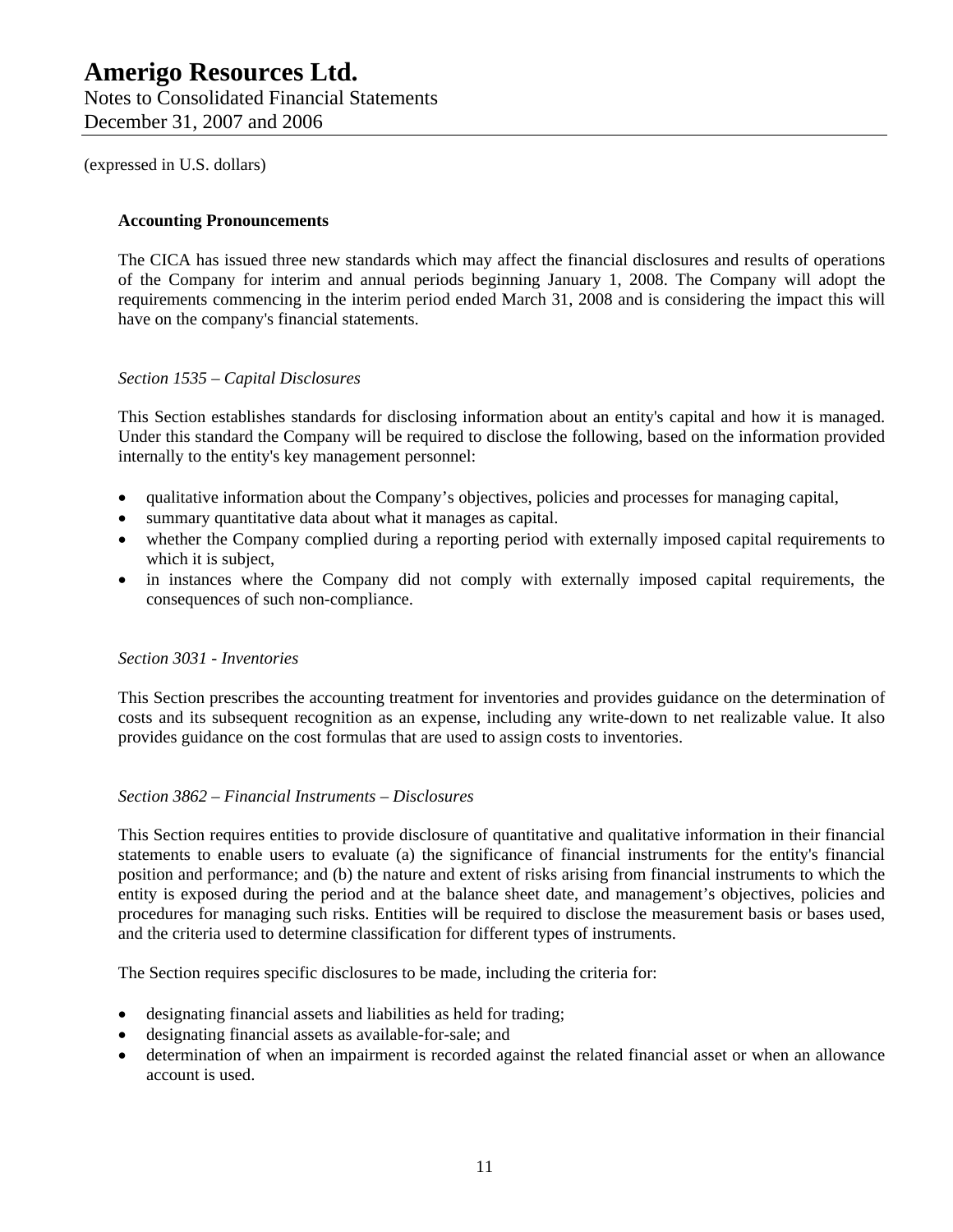(expressed in U.S. dollars)

**Accounting Pronouncements**

The CICA has issued three new standards which may affect the financial disclosures and results of operations of the Company for interim and annual periods beginning January 1, 2008. The Company will adopt the requirements commencing in the interim period ended March 31, 2008 and is considering the impact this will have on the company's financial statements.

*Section 1535 – Capital Disclosures*

This Section establishes standards for disclosing information about an entity's capital and how it is managed. Under this standard the Company will be required to disclose the following, based on the information provided internally to the entity's key management personnel:

- qualitative information about the Company's objectives, policies and processes for managing capital,
- summary quantitative data about what it manages as capital.
- whether the Company complied during a reporting period with externally imposed capital requirements to which it is subject,
- in instances where the Company did not comply with externally imposed capital requirements, the consequences of such non-compliance.

*Section 3031 - Inventories*

This Section prescribes the accounting treatment for inventories and provides guidance on the determination of costs and its subsequent recognition as an expense, including any write-down to net realizable value. It also provides guidance on the cost formulas that are used to assign costs to inventories.

*Section 3862 – Financial Instruments – Disclosures*

This Section requires entities to provide disclosure of quantitative and qualitative information in their financial statements to enable users to evaluate (a) the significance of financial instruments for the entity's financial position and performance; and (b) the nature and extent of risks arising from financial instruments to which the entity is exposed during the period and at the balance sheet date, and management's objectives, policies and procedures for managing such risks. Entities will be required to disclose the measurement basis or bases used, and the criteria used to determine classification for different types of instruments.

The Section requires specific disclosures to be made, including the criteria for:

- designating financial assets and liabilities as held for trading;
- designating financial assets as available-for-sale; and
- determination of when an impairment is recorded against the related financial asset or when an allowance account is used.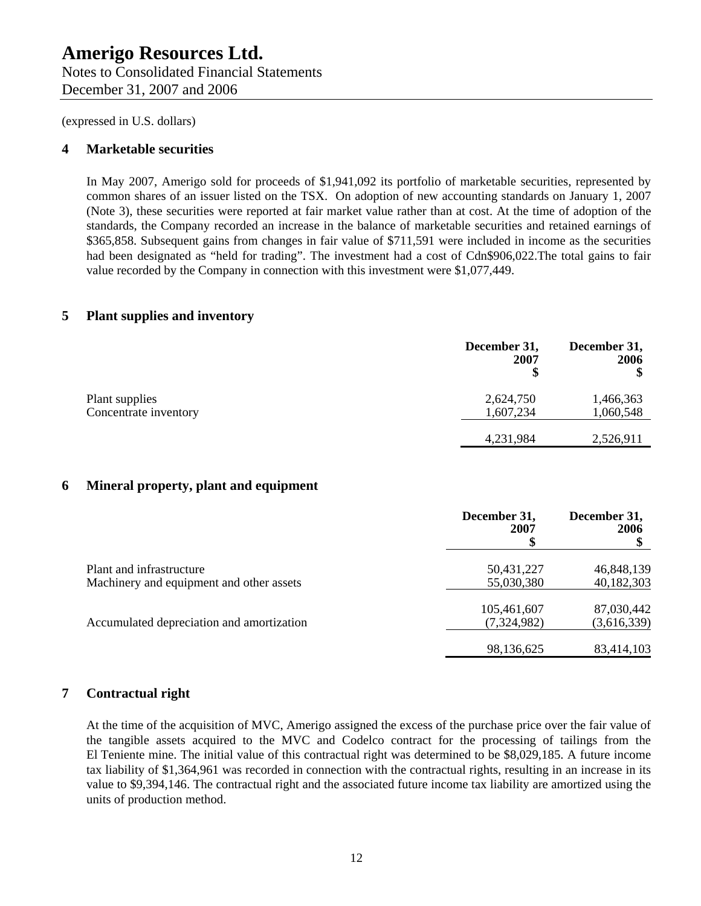(expressed in U.S. dollars)

## 4 Marketable securities

In May 2007, Amerigo sold for proceeds of $1,941,092 its portfolio of marketable securities, represented by common shares of an issuer listed on the TSX. On adoption of new accounting standards on January 1, 2007 (Note 3), these securities were reported at fair market value rather than at cost. At the time of adoption of the standards, the Company recorded an increase in the balance of marketable securities and retained earnings of $365,858. Subsequent gains from changes in fair value of $711,591 were included in income as the securities had been designated as "held for trading". The investment had a cost of Cdn$906,022.The total gains to fair value recorded by the Company in connection with this investment were $1,077,449.

## 5 Plant supplies and inventory

| | December 31, 2007 $ | December 31, 2006 $ |
|---|---|---|
| Plant supplies | 2,624,750 | 1,466,363 |
| Concentrate inventory | 1,607,234 | 1,060,548 |
| | 4,231,984 | 2,526,911 |

## 6 Mineral property, plant and equipment

| | December 31, 2007 $ | December 31, 2006 $ |
|---|---|---|
| Plant and infrastructure | 50,431,227 | 46,848,139 |
| Machinery and equipment and other assets | 55,030,380 | 40,182,303 |
| | 105,461,607 | 87,030,442 |
| Accumulated depreciation and amortization | (7,324,982) | (3,616,339) |
| | 98,136,625 | 83,414,103 |

## 7 Contractual right

At the time of the acquisition of MVC, Amerigo assigned the excess of the purchase price over the fair value of the tangible assets acquired to the MVC and Codelco contract for the processing of tailings from the El Teniente mine. The initial value of this contractual right was determined to be $8,029,185. A future income tax liability of $1,364,961 was recorded in connection with the contractual rights, resulting in an increase in its value to $9,394,146. The contractual right and the associated future income tax liability are amortized using the units of production method.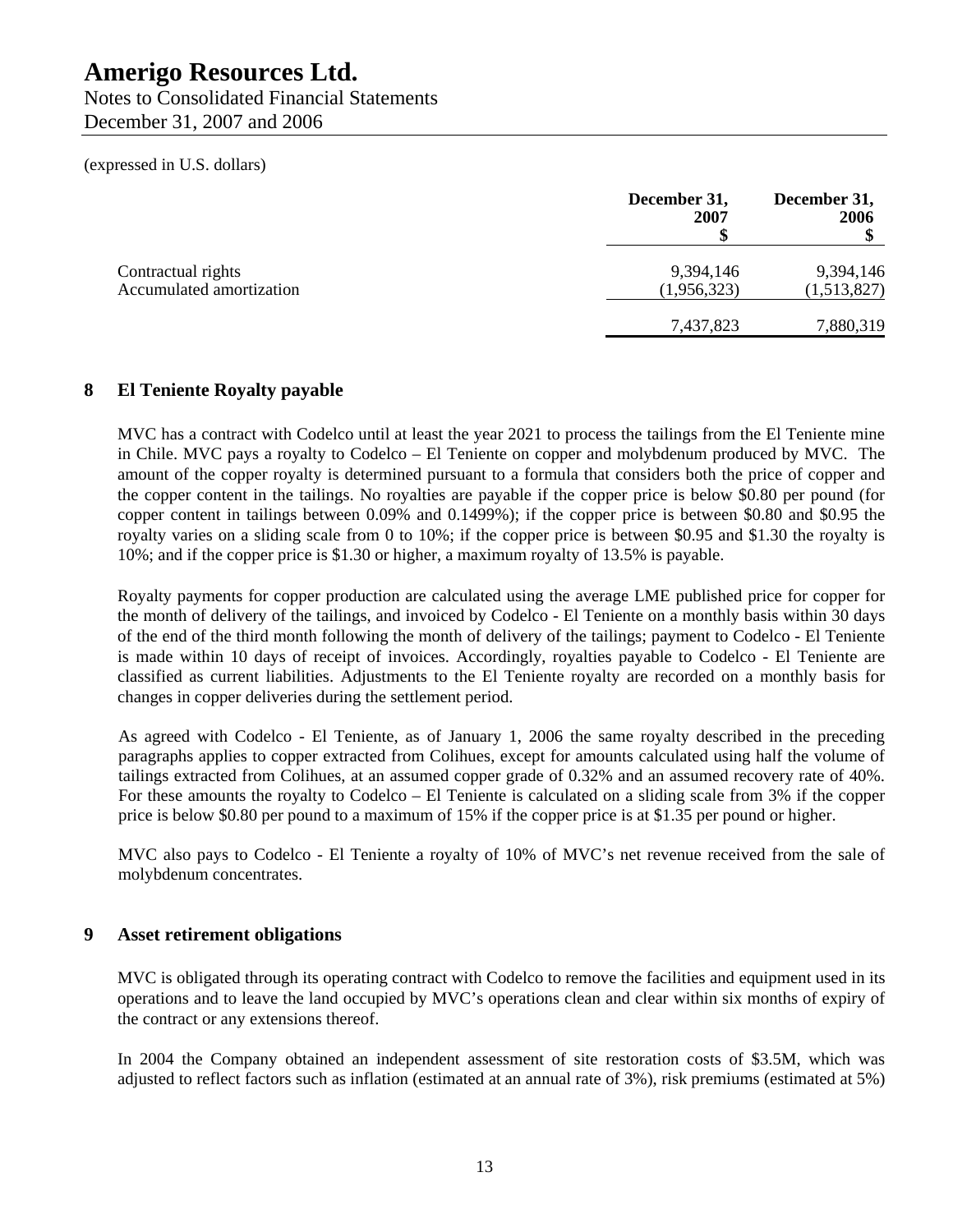(expressed in U.S. dollars)

| | December 31, 2007 $ | December 31, 2006 $ |
|---|---|---|
| Contractual rights | 9,394,146 | 9,394,146 |
| Accumulated amortization | (1,956,323) | (1,513,827) |
| | 7,437,823 | 7,880,319 |

## 8 El Teniente Royalty payable

MVC has a contract with Codelco until at least the year 2021 to process the tailings from the El Teniente mine in Chile. MVC pays a royalty to Codelco – El Teniente on copper and molybdenum produced by MVC. The amount of the copper royalty is determined pursuant to a formula that considers both the price of copper and the copper content in the tailings. No royalties are payable if the copper price is below $0.80 per pound (for copper content in tailings between 0.09% and 0.1499%); if the copper price is between $0.80 and $0.95 the royalty varies on a sliding scale from 0 to 10%; if the copper price is between $0.95 and $1.30 the royalty is 10%; and if the copper price is $1.30 or higher, a maximum royalty of 13.5% is payable.

Royalty payments for copper production are calculated using the average LME published price for copper for the month of delivery of the tailings, and invoiced by Codelco - El Teniente on a monthly basis within 30 days of the end of the third month following the month of delivery of the tailings; payment to Codelco - El Teniente is made within 10 days of receipt of invoices. Accordingly, royalties payable to Codelco - El Teniente are classified as current liabilities. Adjustments to the El Teniente royalty are recorded on a monthly basis for changes in copper deliveries during the settlement period.

As agreed with Codelco - El Teniente, as of January 1, 2006 the same royalty described in the preceding paragraphs applies to copper extracted from Colihues, except for amounts calculated using half the volume of tailings extracted from Colihues, at an assumed copper grade of 0.32% and an assumed recovery rate of 40%. For these amounts the royalty to Codelco – El Teniente is calculated on a sliding scale from 3% if the copper price is below $0.80 per pound to a maximum of 15% if the copper price is at $1.35 per pound or higher.

MVC also pays to Codelco - El Teniente a royalty of 10% of MVC's net revenue received from the sale of molybdenum concentrates.

## 9 Asset retirement obligations

MVC is obligated through its operating contract with Codelco to remove the facilities and equipment used in its operations and to leave the land occupied by MVC's operations clean and clear within six months of expiry of the contract or any extensions thereof.

In 2004 the Company obtained an independent assessment of site restoration costs of $3.5M, which was adjusted to reflect factors such as inflation (estimated at an annual rate of 3%), risk premiums (estimated at 5%)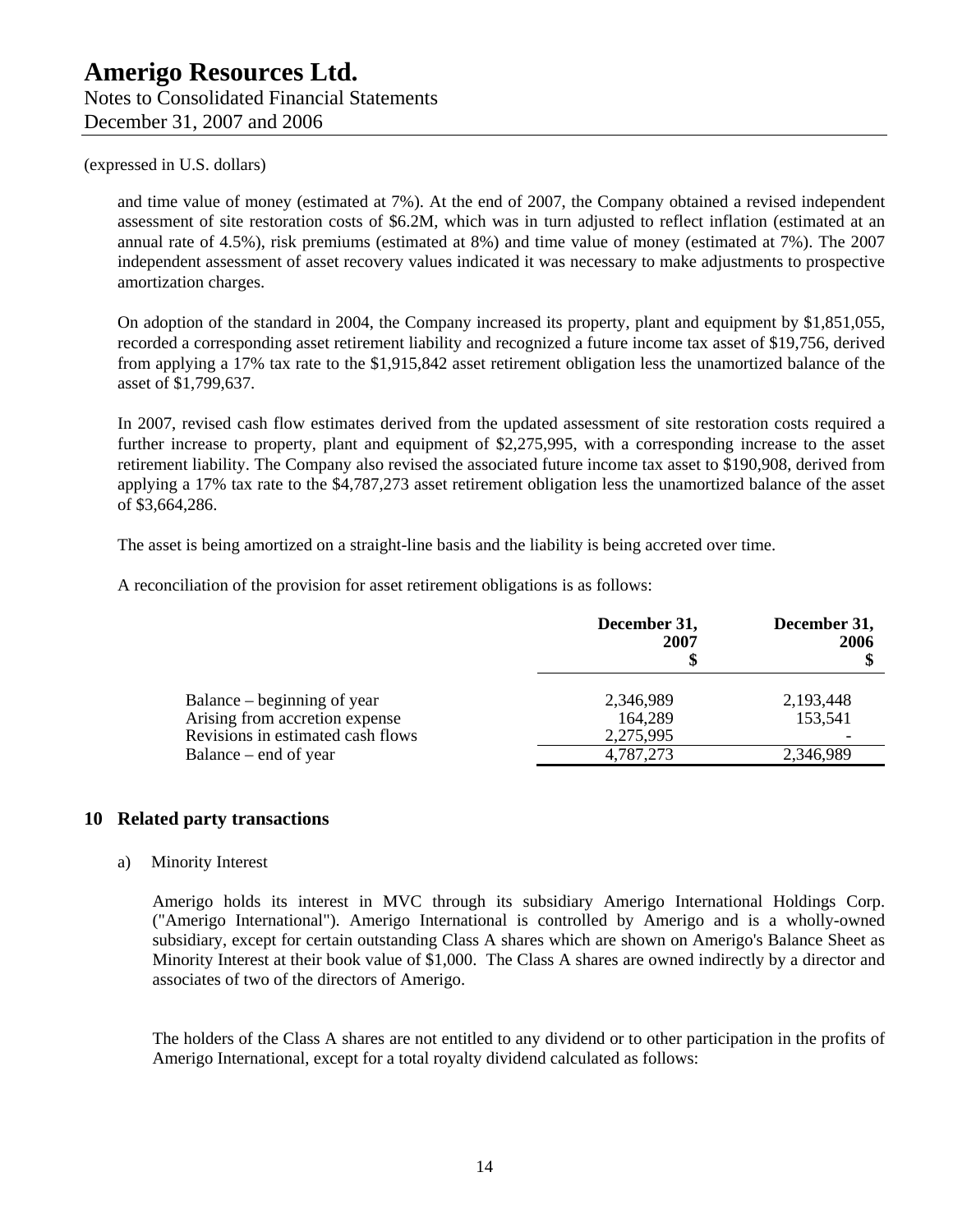(expressed in U.S. dollars)

and time value of money (estimated at 7%). At the end of 2007, the Company obtained a revised independent assessment of site restoration costs of $6.2M, which was in turn adjusted to reflect inflation (estimated at an annual rate of 4.5%), risk premiums (estimated at 8%) and time value of money (estimated at 7%). The 2007 independent assessment of asset recovery values indicated it was necessary to make adjustments to prospective amortization charges.

On adoption of the standard in 2004, the Company increased its property, plant and equipment by $1,851,055, recorded a corresponding asset retirement liability and recognized a future income tax asset of $19,756, derived from applying a 17% tax rate to the $1,915,842 asset retirement obligation less the unamortized balance of the asset of $1,799,637.

In 2007, revised cash flow estimates derived from the updated assessment of site restoration costs required a further increase to property, plant and equipment of $2,275,995, with a corresponding increase to the asset retirement liability. The Company also revised the associated future income tax asset to $190,908, derived from applying a 17% tax rate to the $4,787,273 asset retirement obligation less the unamortized balance of the asset of $3,664,286.

The asset is being amortized on a straight-line basis and the liability is being accreted over time.

A reconciliation of the provision for asset retirement obligations is as follows:

| | December 31, 2007 $ | December 31, 2006 $ |
|---|---|---|
| Balance – beginning of year | 2,346,989 | 2,193,448 |
| Arising from accretion expense | 164,289 | 153,541 |
| Revisions in estimated cash flows | 2,275,995 | - |
| Balance – end of year | 4,787,273 | 2,346,989 |

## 10 Related party transactions

a) Minority Interest

Amerigo holds its interest in MVC through its subsidiary Amerigo International Holdings Corp. ("Amerigo International"). Amerigo International is controlled by Amerigo and is a wholly-owned subsidiary, except for certain outstanding Class A shares which are shown on Amerigo's Balance Sheet as Minority Interest at their book value of $1,000. The Class A shares are owned indirectly by a director and associates of two of the directors of Amerigo.

The holders of the Class A shares are not entitled to any dividend or to other participation in the profits of Amerigo International, except for a total royalty dividend calculated as follows: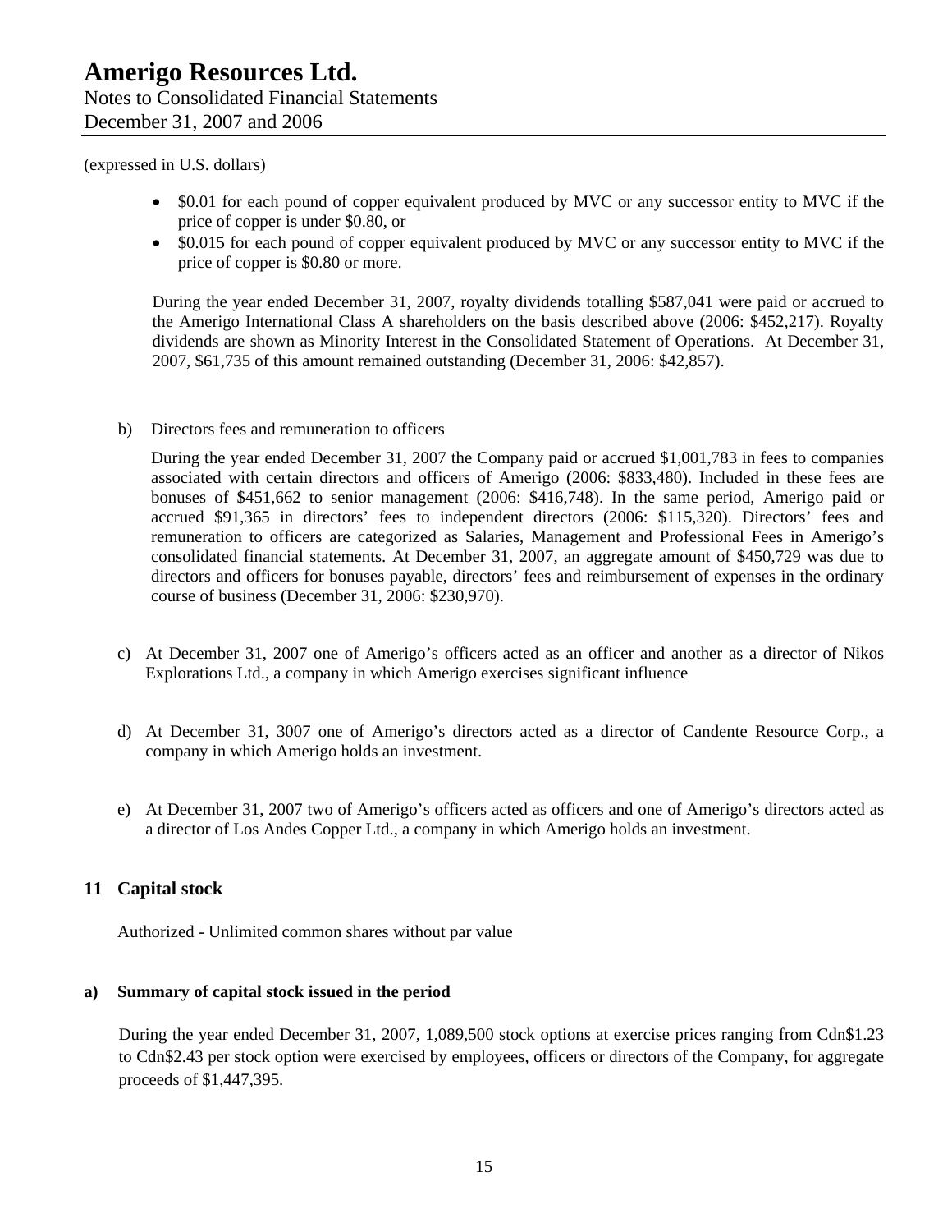(expressed in U.S. dollars)

- $0.01 for each pound of copper equivalent produced by MVC or any successor entity to MVC if the price of copper is under $0.80, or
- $0.015 for each pound of copper equivalent produced by MVC or any successor entity to MVC if the price of copper is $0.80 or more.

During the year ended December 31, 2007, royalty dividends totalling $587,041 were paid or accrued to the Amerigo International Class A shareholders on the basis described above (2006: $452,217). Royalty dividends are shown as Minority Interest in the Consolidated Statement of Operations. At December 31, 2007, $61,735 of this amount remained outstanding (December 31, 2006: $42,857).

b) Directors fees and remuneration to officers

During the year ended December 31, 2007 the Company paid or accrued $1,001,783 in fees to companies associated with certain directors and officers of Amerigo (2006: $833,480). Included in these fees are bonuses of $451,662 to senior management (2006: $416,748). In the same period, Amerigo paid or accrued $91,365 in directors' fees to independent directors (2006: $115,320). Directors' fees and remuneration to officers are categorized as Salaries, Management and Professional Fees in Amerigo's consolidated financial statements. At December 31, 2007, an aggregate amount of $450,729 was due to directors and officers for bonuses payable, directors' fees and reimbursement of expenses in the ordinary course of business (December 31, 2006: $230,970).

c) At December 31, 2007 one of Amerigo's officers acted as an officer and another as a director of Nikos Explorations Ltd., a company in which Amerigo exercises significant influence

d) At December 31, 3007 one of Amerigo's directors acted as a director of Candente Resource Corp., a company in which Amerigo holds an investment.

e) At December 31, 2007 two of Amerigo's officers acted as officers and one of Amerigo's directors acted as a director of Los Andes Copper Ltd., a company in which Amerigo holds an investment.

## 11 Capital stock

Authorized - Unlimited common shares without par value

### a) Summary of capital stock issued in the period

During the year ended December 31, 2007, 1,089,500 stock options at exercise prices ranging from Cdn$1.23 to Cdn$2.43 per stock option were exercised by employees, officers or directors of the Company, for aggregate proceeds of $1,447,395.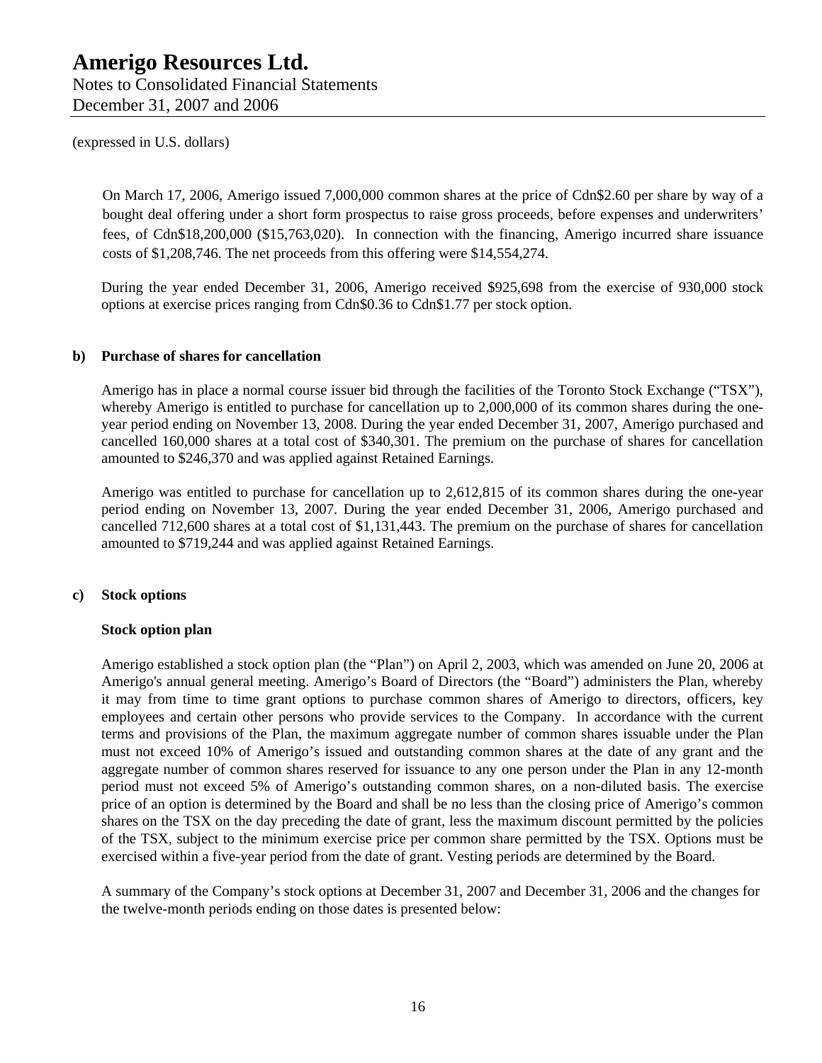(expressed in U.S. dollars)

On March 17, 2006, Amerigo issued 7,000,000 common shares at the price of Cdn$2.60 per share by way of a bought deal offering under a short form prospectus to raise gross proceeds, before expenses and underwriters' fees, of Cdn$18,200,000 ($15,763,020). In connection with the financing, Amerigo incurred share issuance costs of $1,208,746. The net proceeds from this offering were $14,554,274.

During the year ended December 31, 2006, Amerigo received $925,698 from the exercise of 930,000 stock options at exercise prices ranging from Cdn$0.36 to Cdn$1.77 per stock option.

**b) Purchase of shares for cancellation**

Amerigo has in place a normal course issuer bid through the facilities of the Toronto Stock Exchange ("TSX"), whereby Amerigo is entitled to purchase for cancellation up to 2,000,000 of its common shares during the one-year period ending on November 13, 2008. During the year ended December 31, 2007, Amerigo purchased and cancelled 160,000 shares at a total cost of $340,301. The premium on the purchase of shares for cancellation amounted to $246,370 and was applied against Retained Earnings.

Amerigo was entitled to purchase for cancellation up to 2,612,815 of its common shares during the one-year period ending on November 13, 2007. During the year ended December 31, 2006, Amerigo purchased and cancelled 712,600 shares at a total cost of $1,131,443. The premium on the purchase of shares for cancellation amounted to $719,244 and was applied against Retained Earnings.

**c) Stock options**

**Stock option plan**

Amerigo established a stock option plan (the "Plan") on April 2, 2003, which was amended on June 20, 2006 at Amerigo's annual general meeting. Amerigo's Board of Directors (the "Board") administers the Plan, whereby it may from time to time grant options to purchase common shares of Amerigo to directors, officers, key employees and certain other persons who provide services to the Company. In accordance with the current terms and provisions of the Plan, the maximum aggregate number of common shares issuable under the Plan must not exceed 10% of Amerigo's issued and outstanding common shares at the date of any grant and the aggregate number of common shares reserved for issuance to any one person under the Plan in any 12-month period must not exceed 5% of Amerigo's outstanding common shares, on a non-diluted basis. The exercise price of an option is determined by the Board and shall be no less than the closing price of Amerigo's common shares on the TSX on the day preceding the date of grant, less the maximum discount permitted by the policies of the TSX, subject to the minimum exercise price per common share permitted by the TSX. Options must be exercised within a five-year period from the date of grant. Vesting periods are determined by the Board.

A summary of the Company's stock options at December 31, 2007 and December 31, 2006 and the changes for the twelve-month periods ending on those dates is presented below: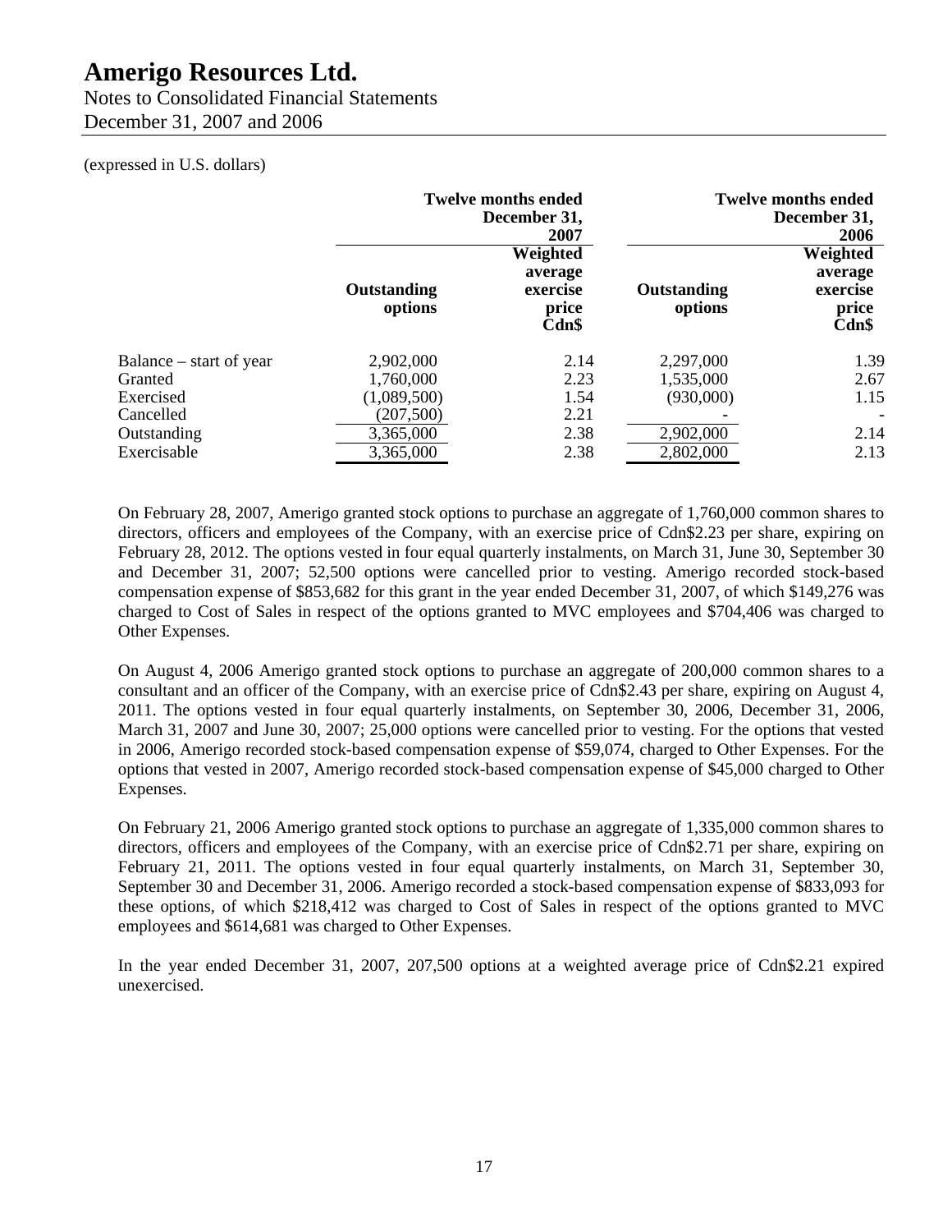(expressed in U.S. dollars)

| | Twelve months ended December 31, 2007 | | Twelve months ended December 31, 2006 | |
|---|---|---|---|---|
| | Outstanding options | Weighted average exercise price Cdn$ | Outstanding options | Weighted average exercise price Cdn$ |
| Balance – start of year | 2,902,000 | 2.14 | 2,297,000 | 1.39 |
| Granted | 1,760,000 | 2.23 | 1,535,000 | 2.67 |
| Exercised | (1,089,500) | 1.54 | (930,000) | 1.15 |
| Cancelled | (207,500) | 2.21 | - | - |
| Outstanding | 3,365,000 | 2.38 | 2,902,000 | 2.14 |
| Exercisable | 3,365,000 | 2.38 | 2,802,000 | 2.13 |

On February 28, 2007, Amerigo granted stock options to purchase an aggregate of 1,760,000 common shares to directors, officers and employees of the Company, with an exercise price of Cdn$2.23 per share, expiring on February 28, 2012. The options vested in four equal quarterly instalments, on March 31, June 30, September 30 and December 31, 2007; 52,500 options were cancelled prior to vesting. Amerigo recorded stock-based compensation expense of $853,682 for this grant in the year ended December 31, 2007, of which $149,276 was charged to Cost of Sales in respect of the options granted to MVC employees and $704,406 was charged to Other Expenses.

On August 4, 2006 Amerigo granted stock options to purchase an aggregate of 200,000 common shares to a consultant and an officer of the Company, with an exercise price of Cdn$2.43 per share, expiring on August 4, 2011. The options vested in four equal quarterly instalments, on September 30, 2006, December 31, 2006, March 31, 2007 and June 30, 2007; 25,000 options were cancelled prior to vesting. For the options that vested in 2006, Amerigo recorded stock-based compensation expense of $59,074, charged to Other Expenses. For the options that vested in 2007, Amerigo recorded stock-based compensation expense of $45,000 charged to Other Expenses.

On February 21, 2006 Amerigo granted stock options to purchase an aggregate of 1,335,000 common shares to directors, officers and employees of the Company, with an exercise price of Cdn$2.71 per share, expiring on February 21, 2011. The options vested in four equal quarterly instalments, on March 31, September 30, September 30 and December 31, 2006. Amerigo recorded a stock-based compensation expense of $833,093 for these options, of which $218,412 was charged to Cost of Sales in respect of the options granted to MVC employees and $614,681 was charged to Other Expenses.

In the year ended December 31, 2007, 207,500 options at a weighted average price of Cdn$2.21 expired unexercised.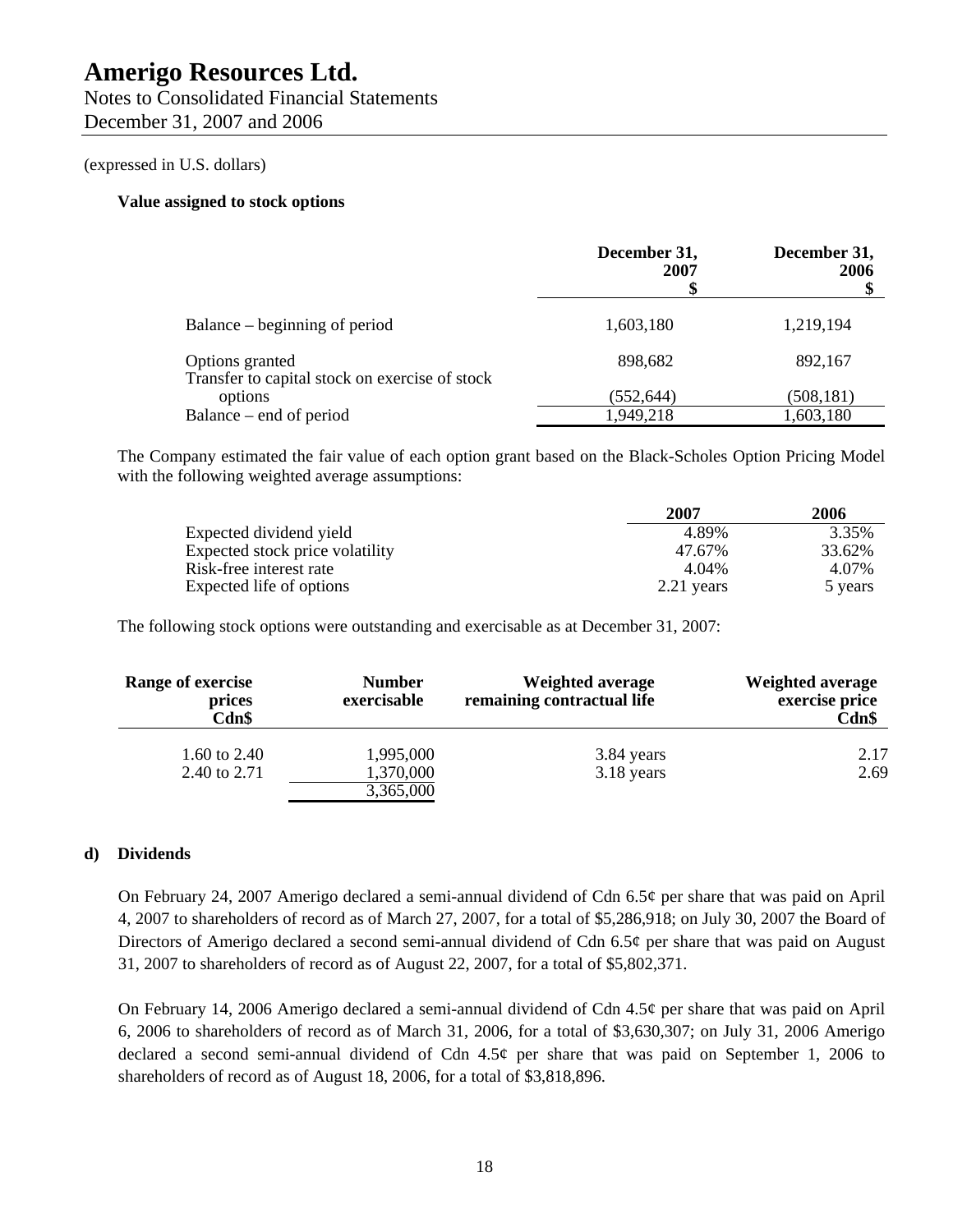(expressed in U.S. dollars)

**Value assigned to stock options**

| | December 31, 2007 $ | December 31, 2006 $ |
|---|---|---|
| Balance – beginning of period | 1,603,180 | 1,219,194 |
| Options granted | 898,682 | 892,167 |
| Transfer to capital stock on exercise of stock options | (552,644) | (508,181) |
| Balance – end of period | 1,949,218 | 1,603,180 |

The Company estimated the fair value of each option grant based on the Black-Scholes Option Pricing Model with the following weighted average assumptions:

| | 2007 | 2006 |
|---|---|---|
| Expected dividend yield | 4.89% | 3.35% |
| Expected stock price volatility | 47.67% | 33.62% |
| Risk-free interest rate | 4.04% | 4.07% |
| Expected life of options | 2.21 years | 5 years |

The following stock options were outstanding and exercisable as at December 31, 2007:

| Range of exercise prices Cdn$ | Number exercisable | Weighted average remaining contractual life | Weighted average exercise price Cdn$ |
|---|---|---|---|
| 1.60 to 2.40 | 1,995,000 | 3.84 years | 2.17 |
| 2.40 to 2.71 | 1,370,000 | 3.18 years | 2.69 |
| | 3,365,000 | | |

**d) Dividends**

On February 24, 2007 Amerigo declared a semi-annual dividend of Cdn 6.5¢ per share that was paid on April 4, 2007 to shareholders of record as of March 27, 2007, for a total of $5,286,918; on July 30, 2007 the Board of Directors of Amerigo declared a second semi-annual dividend of Cdn 6.5¢ per share that was paid on August 31, 2007 to shareholders of record as of August 22, 2007, for a total of $5,802,371.

On February 14, 2006 Amerigo declared a semi-annual dividend of Cdn 4.5¢ per share that was paid on April 6, 2006 to shareholders of record as of March 31, 2006, for a total of $3,630,307; on July 31, 2006 Amerigo declared a second semi-annual dividend of Cdn 4.5¢ per share that was paid on September 1, 2006 to shareholders of record as of August 18, 2006, for a total of $3,818,896.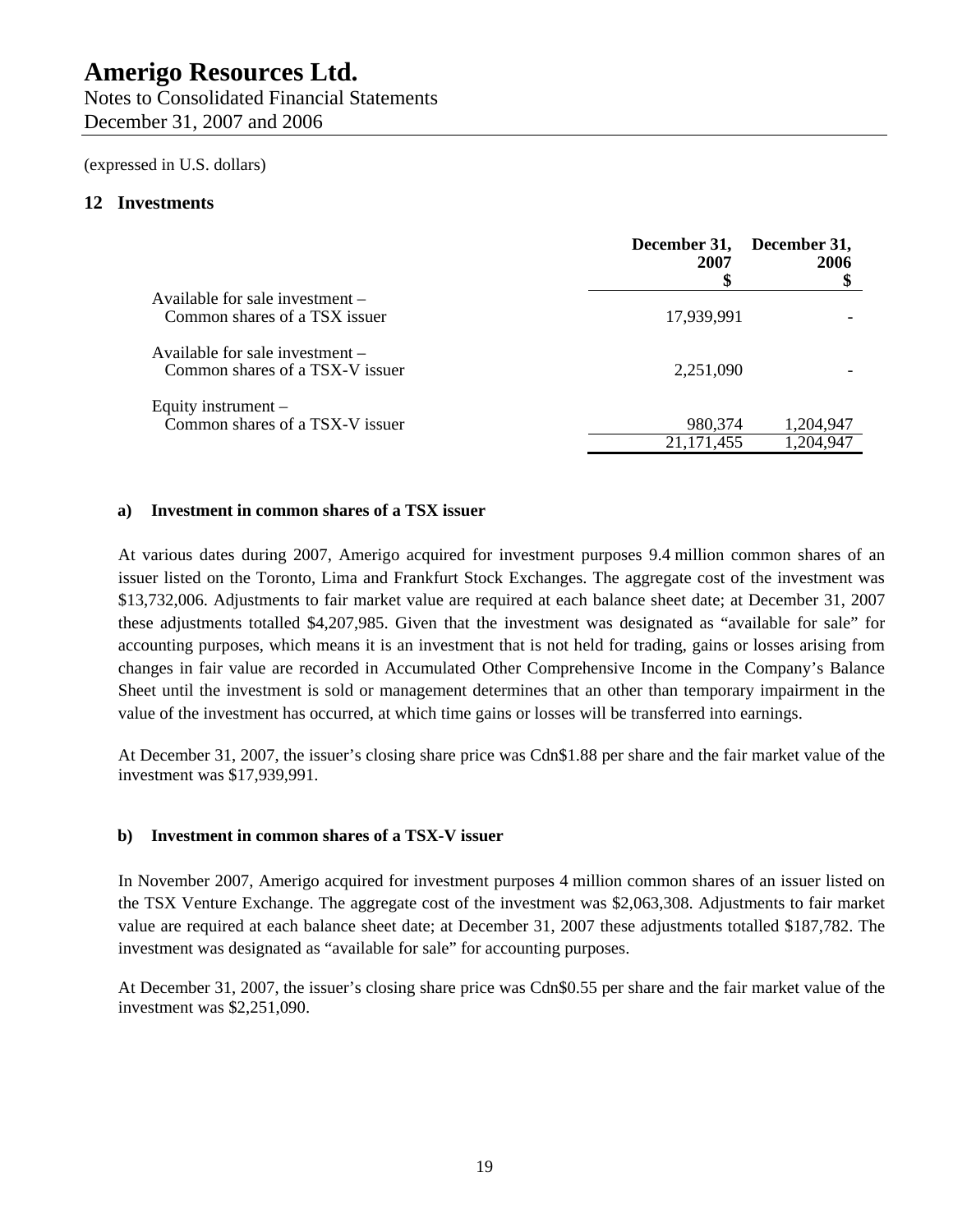(expressed in U.S. dollars)

## 12 Investments

| | December 31, 2007 $ | December 31, 2006 $ |
|---|---|---|
| Available for sale investment – Common shares of a TSX issuer | 17,939,991 | - |
| Available for sale investment – Common shares of a TSX-V issuer | 2,251,090 | - |
| Equity instrument – Common shares of a TSX-V issuer | 980,374 | 1,204,947 |
| | 21,171,455 | 1,204,947 |

### a) Investment in common shares of a TSX issuer

At various dates during 2007, Amerigo acquired for investment purposes 9.4 million common shares of an issuer listed on the Toronto, Lima and Frankfurt Stock Exchanges. The aggregate cost of the investment was $13,732,006. Adjustments to fair market value are required at each balance sheet date; at December 31, 2007 these adjustments totalled $4,207,985. Given that the investment was designated as "available for sale" for accounting purposes, which means it is an investment that is not held for trading, gains or losses arising from changes in fair value are recorded in Accumulated Other Comprehensive Income in the Company's Balance Sheet until the investment is sold or management determines that an other than temporary impairment in the value of the investment has occurred, at which time gains or losses will be transferred into earnings.

At December 31, 2007, the issuer's closing share price was Cdn$1.88 per share and the fair market value of the investment was $17,939,991.

### b) Investment in common shares of a TSX-V issuer

In November 2007, Amerigo acquired for investment purposes 4 million common shares of an issuer listed on the TSX Venture Exchange. The aggregate cost of the investment was $2,063,308. Adjustments to fair market value are required at each balance sheet date; at December 31, 2007 these adjustments totalled $187,782. The investment was designated as "available for sale" for accounting purposes.

At December 31, 2007, the issuer's closing share price was Cdn$0.55 per share and the fair market value of the investment was $2,251,090.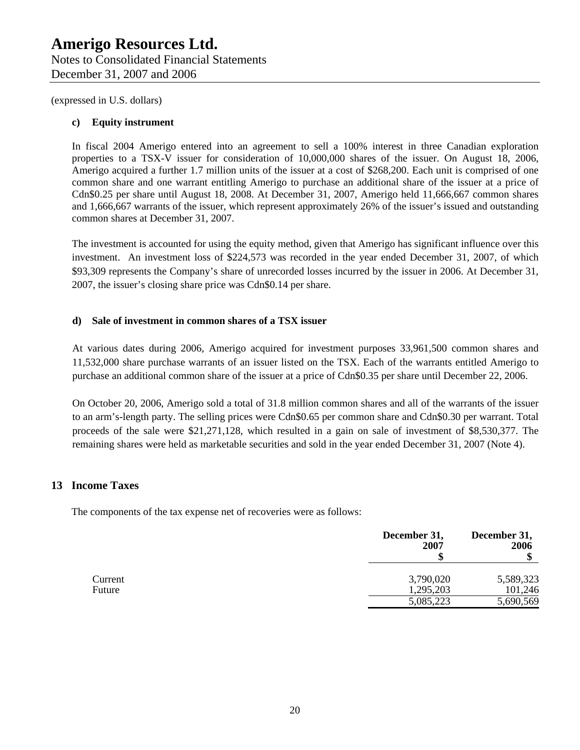(expressed in U.S. dollars)

**c) Equity instrument**

In fiscal 2004 Amerigo entered into an agreement to sell a 100% interest in three Canadian exploration properties to a TSX-V issuer for consideration of 10,000,000 shares of the issuer. On August 18, 2006, Amerigo acquired a further 1.7 million units of the issuer at a cost of $268,200. Each unit is comprised of one common share and one warrant entitling Amerigo to purchase an additional share of the issuer at a price of Cdn$0.25 per share until August 18, 2008. At December 31, 2007, Amerigo held 11,666,667 common shares and 1,666,667 warrants of the issuer, which represent approximately 26% of the issuer's issued and outstanding common shares at December 31, 2007.

The investment is accounted for using the equity method, given that Amerigo has significant influence over this investment. An investment loss of $224,573 was recorded in the year ended December 31, 2007, of which $93,309 represents the Company's share of unrecorded losses incurred by the issuer in 2006. At December 31, 2007, the issuer's closing share price was Cdn$0.14 per share.

**d) Sale of investment in common shares of a TSX issuer**

At various dates during 2006, Amerigo acquired for investment purposes 33,961,500 common shares and 11,532,000 share purchase warrants of an issuer listed on the TSX. Each of the warrants entitled Amerigo to purchase an additional common share of the issuer at a price of Cdn$0.35 per share until December 22, 2006.

On October 20, 2006, Amerigo sold a total of 31.8 million common shares and all of the warrants of the issuer to an arm's-length party. The selling prices were Cdn$0.65 per common share and Cdn$0.30 per warrant. Total proceeds of the sale were $21,271,128, which resulted in a gain on sale of investment of $8,530,377. The remaining shares were held as marketable securities and sold in the year ended December 31, 2007 (Note 4).

## 13 Income Taxes

The components of the tax expense net of recoveries were as follows:

| | December 31, 2007 $ | December 31, 2006 $ |
|---|---|---|
| Current | 3,790,020 | 5,589,323 |
| Future | 1,295,203 | 101,246 |
| | 5,085,223 | 5,690,569 |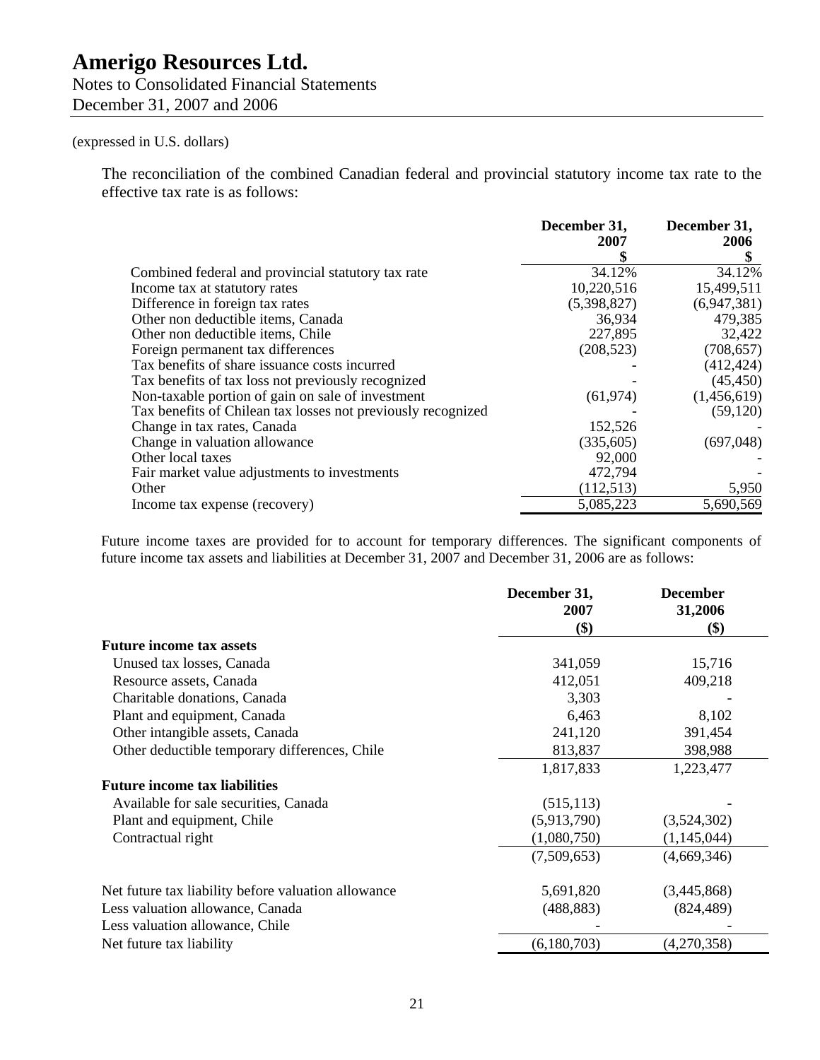(expressed in U.S. dollars)

The reconciliation of the combined Canadian federal and provincial statutory income tax rate to the effective tax rate is as follows:

| | December 31, 2007 $ | December 31, 2006 $ |
|---|---|---|
| Combined federal and provincial statutory tax rate | 34.12% | 34.12% |
| Income tax at statutory rates | 10,220,516 | 15,499,511 |
| Difference in foreign tax rates | (5,398,827) | (6,947,381) |
| Other non deductible items, Canada | 36,934 | 479,385 |
| Other non deductible items, Chile | 227,895 | 32,422 |
| Foreign permanent tax differences | (208,523) | (708,657) |
| Tax benefits of share issuance costs incurred | - | (412,424) |
| Tax benefits of tax loss not previously recognized | - | (45,450) |
| Non-taxable portion of gain on sale of investment | (61,974) | (1,456,619) |
| Tax benefits of Chilean tax losses not previously recognized | - | (59,120) |
| Change in tax rates, Canada | 152,526 | - |
| Change in valuation allowance | (335,605) | (697,048) |
| Other local taxes | 92,000 | - |
| Fair market value adjustments to investments | 472,794 | - |
| Other | (112,513) | 5,950 |
| Income tax expense (recovery) | 5,085,223 | 5,690,569 |

Future income taxes are provided for to account for temporary differences. The significant components of future income tax assets and liabilities at December 31, 2007 and December 31, 2006 are as follows:

| | December 31, 2007 ($) | December 31,2006 ($) |
|---|---|---|
| **Future income tax assets** | | |
| Unused tax losses, Canada | 341,059 | 15,716 |
| Resource assets, Canada | 412,051 | 409,218 |
| Charitable donations, Canada | 3,303 | - |
| Plant and equipment, Canada | 6,463 | 8,102 |
| Other intangible assets, Canada | 241,120 | 391,454 |
| Other deductible temporary differences, Chile | 813,837 | 398,988 |
| | 1,817,833 | 1,223,477 |
| **Future income tax liabilities** | | |
| Available for sale securities, Canada | (515,113) | - |
| Plant and equipment, Chile | (5,913,790) | (3,524,302) |
| Contractual right | (1,080,750) | (1,145,044) |
| | (7,509,653) | (4,669,346) |
| Net future tax liability before valuation allowance | 5,691,820 | (3,445,868) |
| Less valuation allowance, Canada | (488,883) | (824,489) |
| Less valuation allowance, Chile | - | - |
| Net future tax liability | (6,180,703) | (4,270,358) |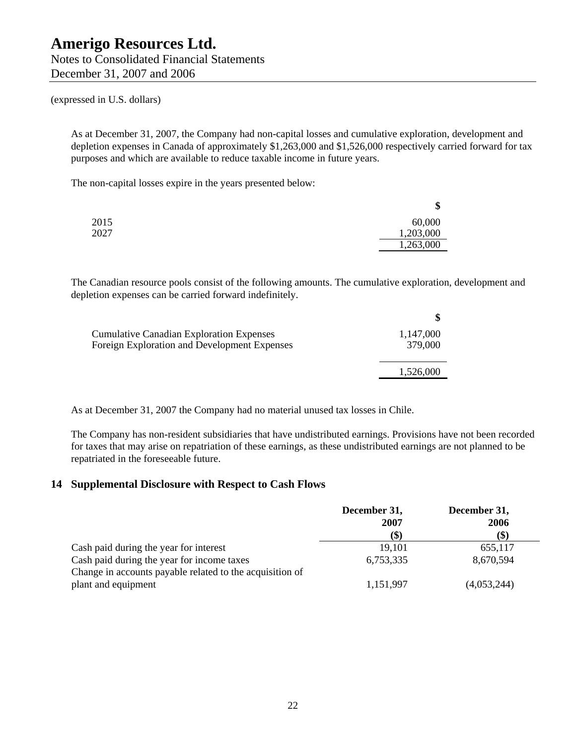(expressed in U.S. dollars)

As at December 31, 2007, the Company had non-capital losses and cumulative exploration, development and depletion expenses in Canada of approximately $1,263,000 and $1,526,000 respectively carried forward for tax purposes and which are available to reduce taxable income in future years.

The non-capital losses expire in the years presented below:

| | $ |
|---|---|
| 2015 | 60,000 |
| 2027 | 1,203,000 |
| | 1,263,000 |

The Canadian resource pools consist of the following amounts. The cumulative exploration, development and depletion expenses can be carried forward indefinitely.

| | $ |
|---|---|
| Cumulative Canadian Exploration Expenses | 1,147,000 |
| Foreign Exploration and Development Expenses | 379,000 |
| | 1,526,000 |

As at December 31, 2007 the Company had no material unused tax losses in Chile.

The Company has non-resident subsidiaries that have undistributed earnings. Provisions have not been recorded for taxes that may arise on repatriation of these earnings, as these undistributed earnings are not planned to be repatriated in the foreseeable future.

## 14 Supplemental Disclosure with Respect to Cash Flows

| | December 31, 2007 ($) | December 31, 2006 ($) |
|---|---|---|
| Cash paid during the year for interest | 19,101 | 655,117 |
| Cash paid during the year for income taxes | 6,753,335 | 8,670,594 |
| Change in accounts payable related to the acquisition of plant and equipment | 1,151,997 | (4,053,244) |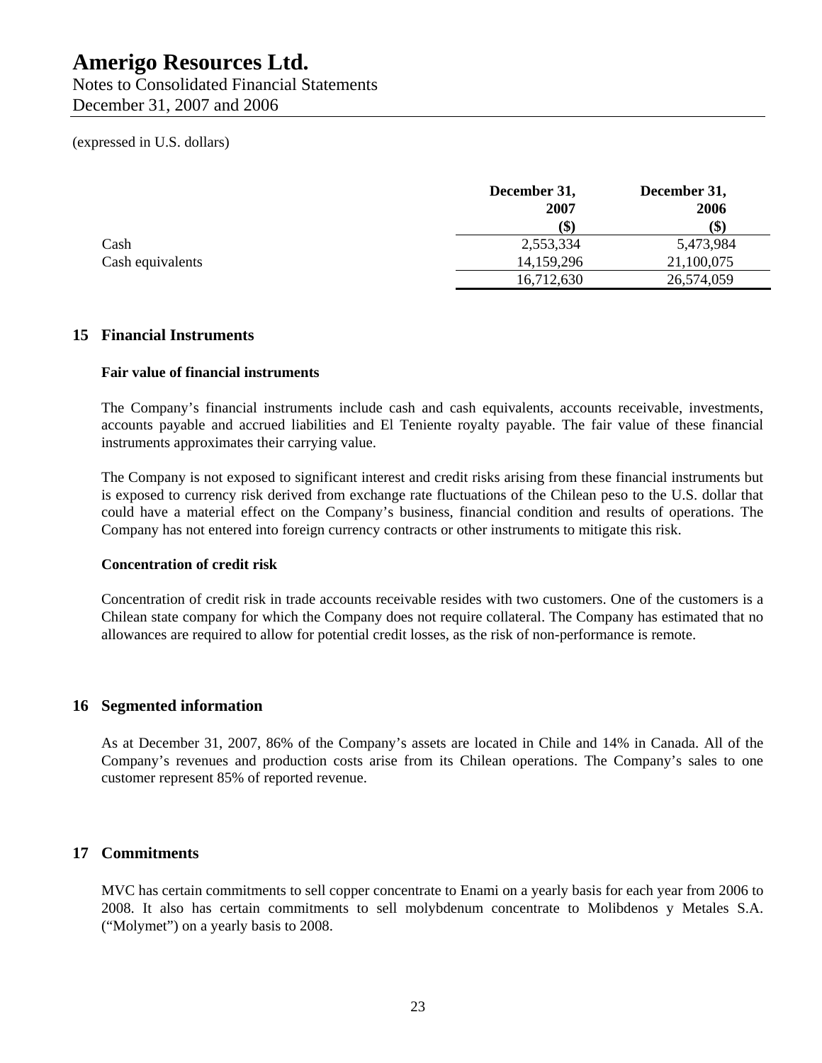(expressed in U.S. dollars)

| | December 31, 2007 ($) | December 31, 2006 ($) |
|---|---|---|
| Cash | 2,553,334 | 5,473,984 |
| Cash equivalents | 14,159,296 | 21,100,075 |
| | 16,712,630 | 26,574,059 |

## 15 Financial Instruments

### Fair value of financial instruments

The Company's financial instruments include cash and cash equivalents, accounts receivable, investments, accounts payable and accrued liabilities and El Teniente royalty payable. The fair value of these financial instruments approximates their carrying value.

The Company is not exposed to significant interest and credit risks arising from these financial instruments but is exposed to currency risk derived from exchange rate fluctuations of the Chilean peso to the U.S. dollar that could have a material effect on the Company's business, financial condition and results of operations. The Company has not entered into foreign currency contracts or other instruments to mitigate this risk.

### Concentration of credit risk

Concentration of credit risk in trade accounts receivable resides with two customers. One of the customers is a Chilean state company for which the Company does not require collateral. The Company has estimated that no allowances are required to allow for potential credit losses, as the risk of non-performance is remote.

## 16 Segmented information

As at December 31, 2007, 86% of the Company's assets are located in Chile and 14% in Canada. All of the Company's revenues and production costs arise from its Chilean operations. The Company's sales to one customer represent 85% of reported revenue.

## 17 Commitments

MVC has certain commitments to sell copper concentrate to Enami on a yearly basis for each year from 2006 to 2008. It also has certain commitments to sell molybdenum concentrate to Molibdenos y Metales S.A. ("Molymet") on a yearly basis to 2008.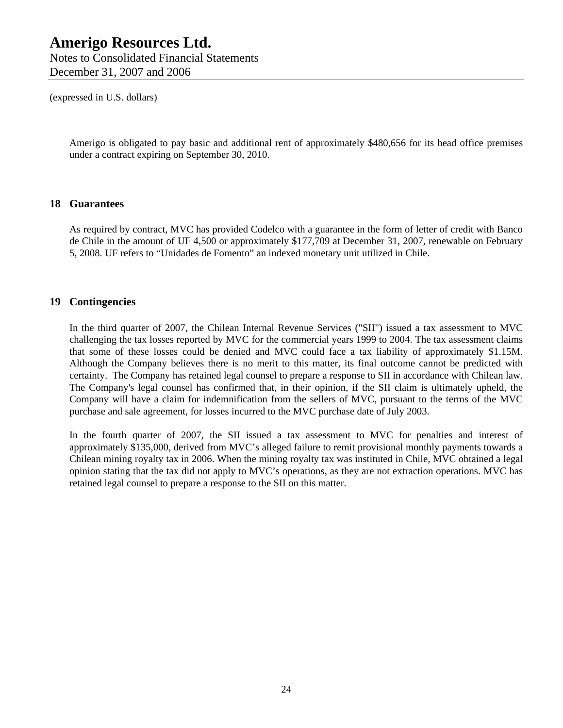Amerigo is obligated to pay basic and additional rent of approximately $480,656 for its head office premises under a contract expiring on September 30, 2010.

## 18 Guarantees

As required by contract, MVC has provided Codelco with a guarantee in the form of letter of credit with Banco de Chile in the amount of UF 4,500 or approximately $177,709 at December 31, 2007, renewable on February 5, 2008. UF refers to "Unidades de Fomento" an indexed monetary unit utilized in Chile.

## 19 Contingencies

In the third quarter of 2007, the Chilean Internal Revenue Services ("SII") issued a tax assessment to MVC challenging the tax losses reported by MVC for the commercial years 1999 to 2004. The tax assessment claims that some of these losses could be denied and MVC could face a tax liability of approximately $1.15M. Although the Company believes there is no merit to this matter, its final outcome cannot be predicted with certainty. The Company has retained legal counsel to prepare a response to SII in accordance with Chilean law. The Company's legal counsel has confirmed that, in their opinion, if the SII claim is ultimately upheld, the Company will have a claim for indemnification from the sellers of MVC, pursuant to the terms of the MVC purchase and sale agreement, for losses incurred to the MVC purchase date of July 2003.

In the fourth quarter of 2007, the SII issued a tax assessment to MVC for penalties and interest of approximately $135,000, derived from MVC's alleged failure to remit provisional monthly payments towards a Chilean mining royalty tax in 2006. When the mining royalty tax was instituted in Chile, MVC obtained a legal opinion stating that the tax did not apply to MVC's operations, as they are not extraction operations. MVC has retained legal counsel to prepare a response to the SII on this matter.